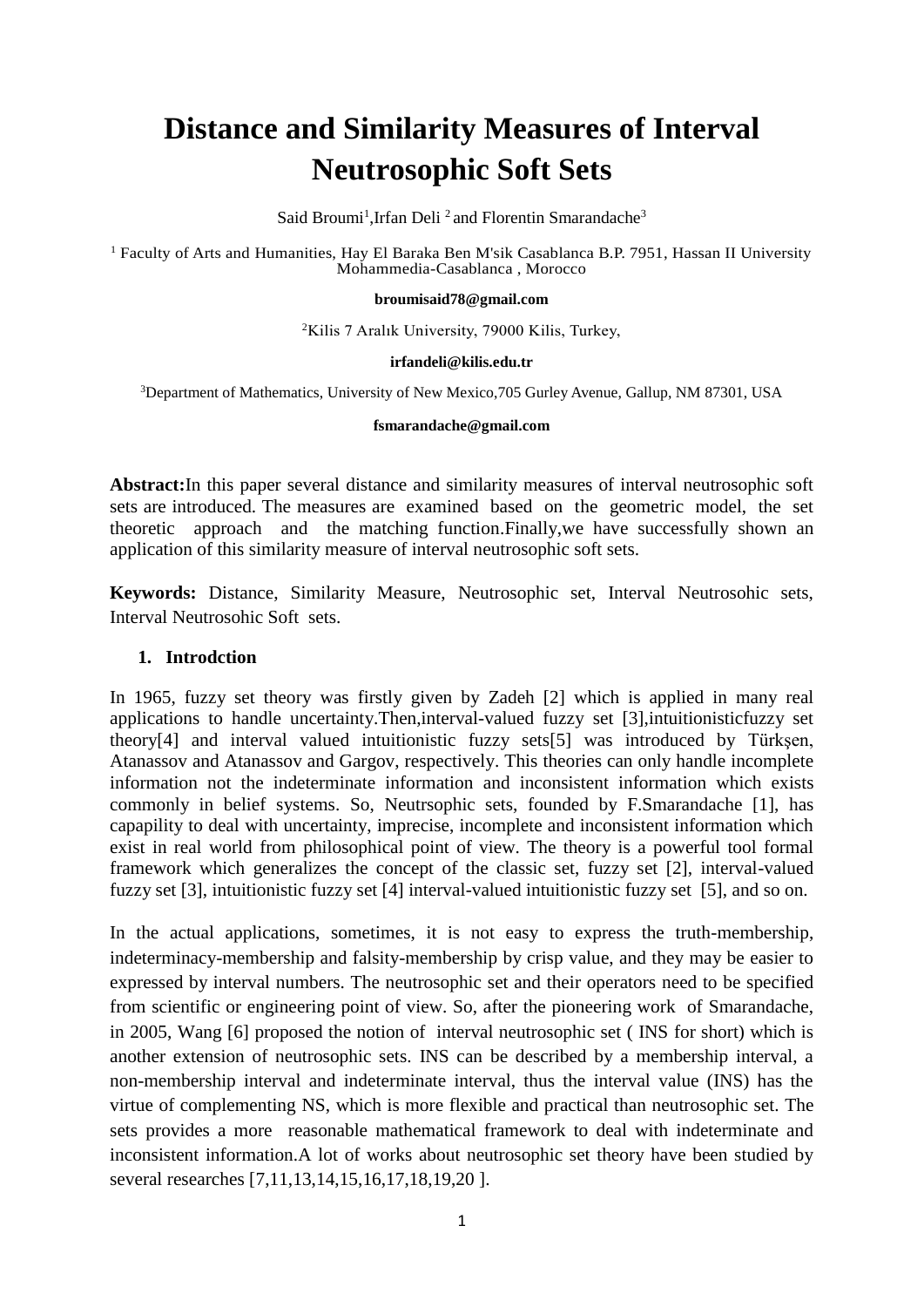# Distance and Similarity Measures of Interval Neutrosophic Soft Sets

Said Broumi[1], Irfan Deli [2] and Florentin Smarandache[3]

[1] Faculty of Arts and Humanities, Hay El Baraka Ben M'sik Casablanca B.P. 7951, Hassan II University Mohammedia-Casablanca , Morocco

**broumisaid78@gmail.com**

[2]Kilis 7 Aralık University, 79000 Kilis, Turkey,

**irfandeli@kilis.edu.tr**

[3]Department of Mathematics, University of New Mexico,705 Gurley Avenue, Gallup, NM 87301, USA

**fsmarandache@gmail.com**

**Abstract:**In this paper several distance and similarity measures of interval neutrosophic soft sets are introduced. The measures are examined based on the geometric model, the set theoretic approach and the matching function.Finally,we have successfully shown an application of this similarity measure of interval neutrosophic soft sets.

**Keywords:** Distance, Similarity Measure, Neutrosophic set, Interval Neutrosohic sets, Interval Neutrosohic Soft sets.

## 1. Introdction

In 1965, fuzzy set theory was firstly given by Zadeh [2] which is applied in many real applications to handle uncertainty.Then,interval-valued fuzzy set [3],intuitionisticfuzzy set theory[4] and interval valued intuitionistic fuzzy sets[5] was introduced by Türkşen, Atanassov and Atanassov and Gargov, respectively. This theories can only handle incomplete information not the indeterminate information and inconsistent information which exists commonly in belief systems. So, Neutrsophic sets, founded by F.Smarandache [1], has capapility to deal with uncertainty, imprecise, incomplete and inconsistent information which exist in real world from philosophical point of view. The theory is a powerful tool formal framework which generalizes the concept of the classic set, fuzzy set [2], interval-valued fuzzy set [3], intuitionistic fuzzy set [4] interval-valued intuitionistic fuzzy set [5], and so on.

In the actual applications, sometimes, it is not easy to express the truth-membership, indeterminacy-membership and falsity-membership by crisp value, and they may be easier to expressed by interval numbers. The neutrosophic set and their operators need to be specified from scientific or engineering point of view. So, after the pioneering work of Smarandache, in 2005, Wang [6] proposed the notion of interval neutrosophic set ( INS for short) which is another extension of neutrosophic sets. INS can be described by a membership interval, a non-membership interval and indeterminate interval, thus the interval value (INS) has the virtue of complementing NS, which is more flexible and practical than neutrosophic set. The sets provides a more reasonable mathematical framework to deal with indeterminate and inconsistent information.A lot of works about neutrosophic set theory have been studied by several researches [7,11,13,14,15,16,17,18,19,20 ].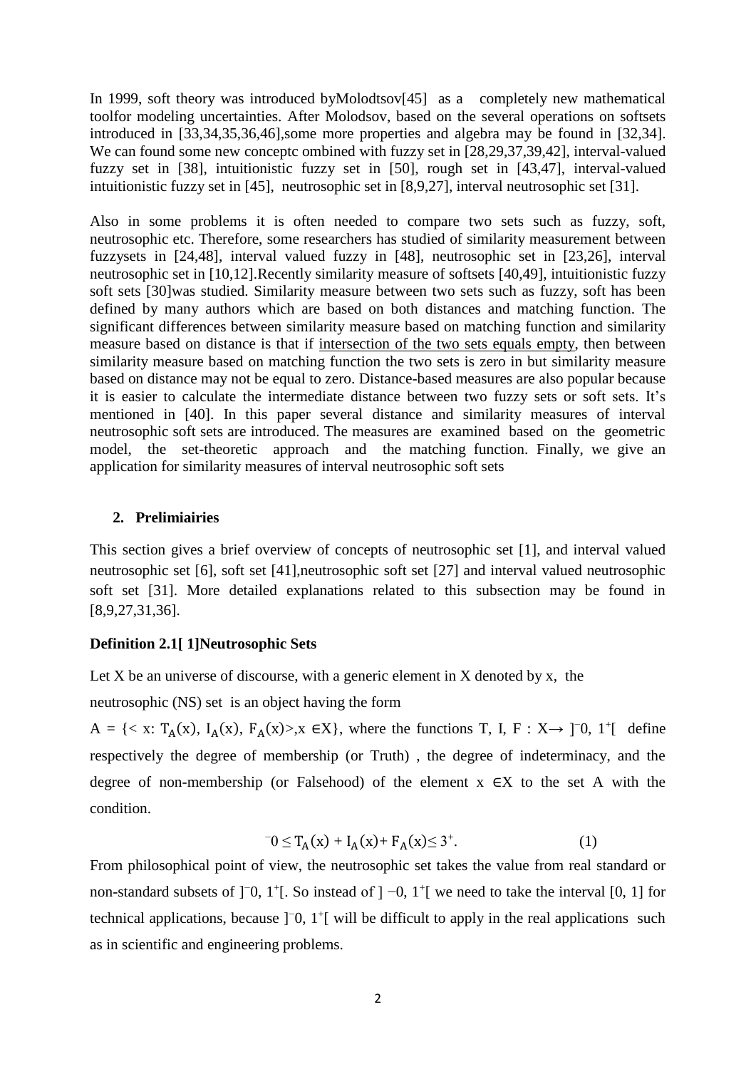In 1999, soft theory was introduced byMolodtsov[45] as a completely new mathematical toolfor modeling uncertainties. After Molodsov, based on the several operations on softsets introduced in [33,34,35,36,46],some more properties and algebra may be found in [32,34]. We can found some new conceptc ombined with fuzzy set in [28,29,37,39,42], interval-valued fuzzy set in [38], intuitionistic fuzzy set in [50], rough set in [43,47], interval-valued intuitionistic fuzzy set in [45], neutrosophic set in [8,9,27], interval neutrosophic set [31].

Also in some problems it is often needed to compare two sets such as fuzzy, soft, neutrosophic etc. Therefore, some researchers has studied of similarity measurement between fuzzysets in [24,48], interval valued fuzzy in [48], neutrosophic set in [23,26], interval neutrosophic set in [10,12].Recently similarity measure of softsets [40,49], intuitionistic fuzzy soft sets [30]was studied. Similarity measure between two sets such as fuzzy, soft has been defined by many authors which are based on both distances and matching function. The significant differences between similarity measure based on matching function and similarity measure based on distance is that if intersection of the two sets equals empty, then between similarity measure based on matching function the two sets is zero in but similarity measure based on distance may not be equal to zero. Distance-based measures are also popular because it is easier to calculate the intermediate distance between two fuzzy sets or soft sets. It's mentioned in [40]. In this paper several distance and similarity measures of interval neutrosophic soft sets are introduced. The measures are examined based on the geometric model, the set-theoretic approach and the matching function. Finally, we give an application for similarity measures of interval neutrosophic soft sets

## 2. Prelimiairies

This section gives a brief overview of concepts of neutrosophic set [1], and interval valued neutrosophic set [6], soft set [41],neutrosophic soft set [27] and interval valued neutrosophic soft set [31]. More detailed explanations related to this subsection may be found in [8,9,27,31,36].

**Definition 2.1[ 1]Neutrosophic Sets**

Let X be an universe of discourse, with a generic element in X denoted by x, the

neutrosophic (NS) set is an object having the form

$A = \{< x: T_A(x), I_A(x), F_A(x)>, x \in X\}$, where the functions T, I, F : $X \rightarrow\ ]^-0, 1^+[$ define respectively the degree of membership (or Truth) , the degree of indeterminacy, and the degree of non-membership (or Falsehood) of the element $x \in X$ to the set A with the condition.

$$^-0 \leq T_A(x) + I_A(x) + F_A(x) \leq 3^+. \qquad (1)$$

From philosophical point of view, the neutrosophic set takes the value from real standard or non-standard subsets of $]^-0, 1^+[$. So instead of $]-0, 1^+[$ we need to take the interval [0, 1] for technical applications, because $]^-0, 1^+[$ will be difficult to apply in the real applications such as in scientific and engineering problems.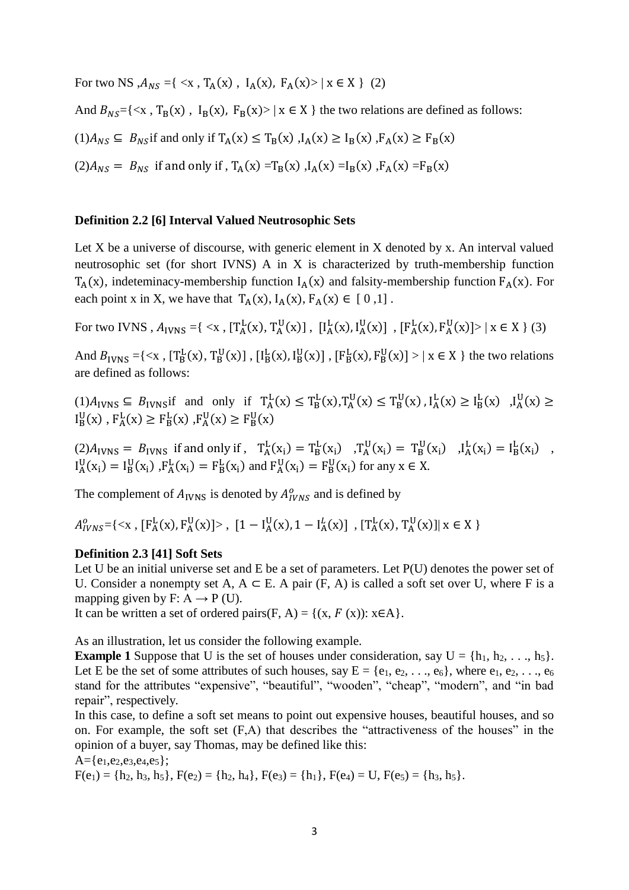For two NS ,$A_{NS}$ ={ <x , $T_A(x)$ , $I_A(x)$, $F_A(x)$> | x ∈ X } (2)

And $B_{NS}$={<x , $T_B(x)$ , $I_B(x)$, $F_B(x)$> | x ∈ X } the two relations are defined as follows:

(1)$A_{NS} \subseteq B_{NS}$ if and only if $T_A(x) \leq T_B(x)$ ,$I_A(x) \geq I_B(x)$ ,$F_A(x) \geq F_B(x)$

(2)$A_{NS} = B_{NS}$ if and only if , $T_A(x) = T_B(x)$ ,$I_A(x) = I_B(x)$ ,$F_A(x) = F_B(x)$

**Definition 2.2 [6] Interval Valued Neutrosophic Sets**

Let X be a universe of discourse, with generic element in X denoted by x. An interval valued neutrosophic set (for short IVNS) A in X is characterized by truth-membership function $T_A(x)$, indeteminacy-membership function $I_A(x)$ and falsity-membership function $F_A(x)$. For each point x in X, we have that $T_A(x), I_A(x), F_A(x) \in [0,1]$ .

For two IVNS , $A_{IVNS}$ ={ <x , $[T_A^L(x), T_A^U(x)]$ , $[I_A^L(x), I_A^U(x)]$ , $[F_A^L(x), F_A^U(x)]$> | x ∈ X } (3)

And $B_{IVNS}$ ={<x , $[T_B^L(x), T_B^U(x)]$ , $[I_B^L(x), I_B^U(x)]$ , $[F_B^L(x), F_B^U(x)]$ > | x ∈ X } the two relations are defined as follows:

(1)$A_{IVNS} \subseteq B_{IVNS}$ if and only if $T_A^L(x) \leq T_B^L(x)$,$T_A^U(x) \leq T_B^U(x)$ , $I_A^L(x) \geq I_B^L(x)$ ,$I_A^U(x) \geq I_B^U(x)$ , $F_A^L(x) \geq F_B^L(x)$ ,$F_A^U(x) \geq F_B^U(x)$

(2)$A_{IVNS} = B_{IVNS}$ if and only if , $T_A^L(x_i) = T_B^L(x_i)$ ,$T_A^U(x_i) = T_B^U(x_i)$ ,$I_A^L(x_i) = I_B^L(x_i)$ , $I_A^U(x_i) = I_B^U(x_i)$ ,$F_A^L(x_i) = F_B^L(x_i)$ and $F_A^U(x_i) = F_B^U(x_i)$ for any x ∈ X.

The complement of $A_{IVNS}$ is denoted by $A_{IVNS}^o$ and is defined by

$A_{IVNS}^o$={<x , $[F_A^L(x), F_A^U(x)]$> , $[1 - I_A^U(x), 1 - I_A^L(x)]$ , $[T_A^L(x), T_A^U(x)]$| x ∈ X }

**Definition 2.3 [41] Soft Sets**

Let U be an initial universe set and E be a set of parameters. Let P(U) denotes the power set of U. Consider a nonempty set A, A ⊂ E. A pair (F, A) is called a soft set over U, where F is a mapping given by F: A → P (U).

It can be written a set of ordered pairs(F, A) = {(x, $F$ (x)): x∈A}.

As an illustration, let us consider the following example.

**Example 1** Suppose that U is the set of houses under consideration, say U = {$h_1$, $h_2$, . . ., $h_5$}. Let E be the set of some attributes of such houses, say E = {$e_1$, $e_2$, . . ., $e_6$}, where $e_1$, $e_2$, . . ., $e_6$ stand for the attributes "expensive", "beautiful", "wooden", "cheap", "modern", and "in bad repair", respectively.

In this case, to define a soft set means to point out expensive houses, beautiful houses, and so on. For example, the soft set (F,A) that describes the "attractiveness of the houses" in the opinion of a buyer, say Thomas, may be defined like this:

A={$e_1$,$e_2$,$e_3$,$e_4$,$e_5$};

F($e_1$) = {$h_2$, $h_3$, $h_5$}, F($e_2$) = {$h_2$, $h_4$}, F($e_3$) = {$h_1$}, F($e_4$) = U, F($e_5$) = {$h_3$, $h_5$}.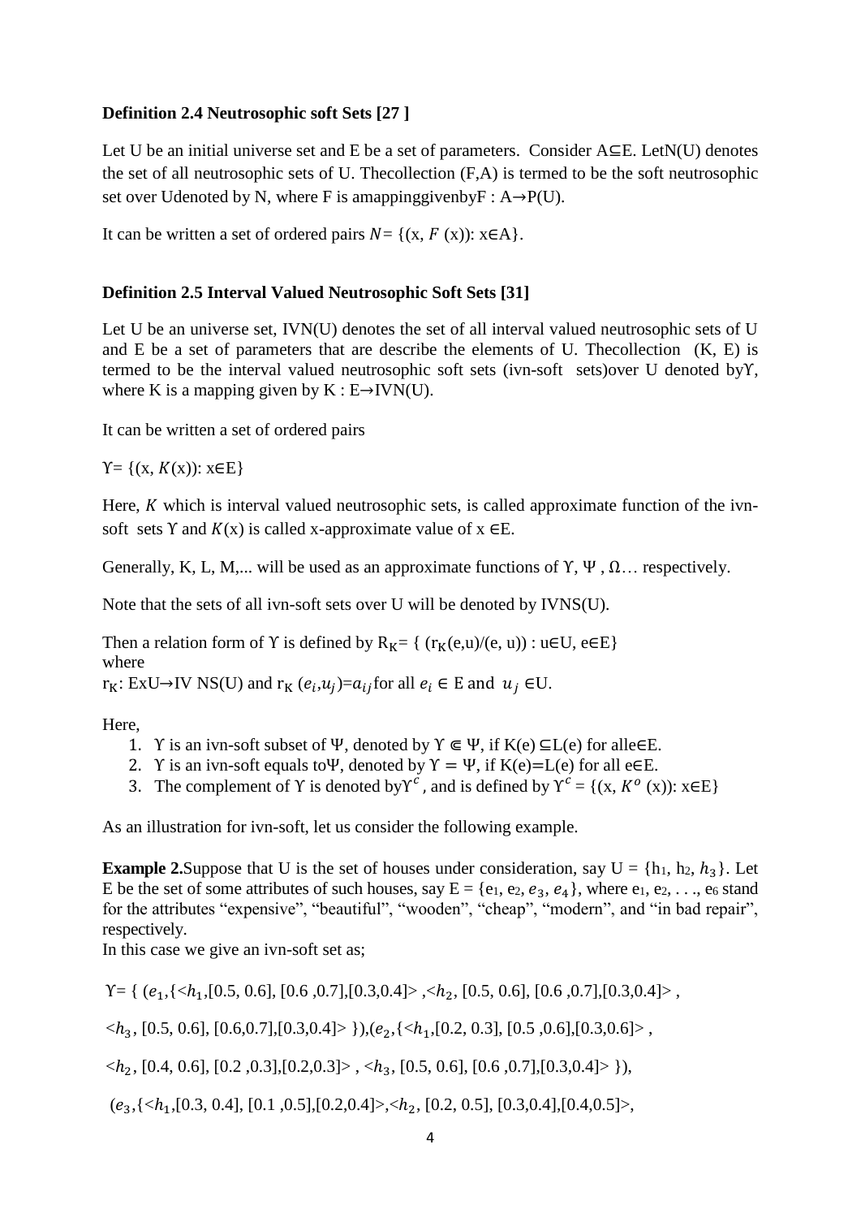**Definition 2.4 Neutrosophic soft Sets [27 ]**

Let U be an initial universe set and E be a set of parameters. Consider A⊆E. LetN(U) denotes the set of all neutrosophic sets of U. Thecollection (F,A) is termed to be the soft neutrosophic set over Udenoted by N, where F is amappinggivenbyF : A→P(U).

It can be written a set of ordered pairs $N$= {(x, $F$ (x)): x∈A}.

**Definition 2.5 Interval Valued Neutrosophic Soft Sets [31]**

Let U be an universe set, IVN(U) denotes the set of all interval valued neutrosophic sets of U and E be a set of parameters that are describe the elements of U. Thecollection (K, E) is termed to be the interval valued neutrosophic soft sets (ivn-soft sets)over U denoted byϒ, where K is a mapping given by K : E→IVN(U).

It can be written a set of ordered pairs

ϒ= {(x, $K$(x)): x∈E}

Here, $K$ which is interval valued neutrosophic sets, is called approximate function of the ivn-soft sets ϒ and $K$(x) is called x-approximate value of x ∈E.

Generally, K, L, M,... will be used as an approximate functions of ϒ, Ψ , Ω… respectively.

Note that the sets of all ivn-soft sets over U will be denoted by IVNS(U).

Then a relation form of ϒ is defined by $R_K$= { ($r_K$(e,u)/(e, u)) : u∈U, e∈E}
where
$r_K$: ExU→IV NS(U) and $r_K$ ($e_i$,$u_j$)=$a_{ij}$ for all $e_i$ ∈ E and $u_j$ ∈U.

Here,

1. ϒ is an ivn-soft subset of Ψ, denoted by ϒ ⋐ Ψ, if K(e) ⊆L(e) for alle∈E.
2. ϒ is an ivn-soft equals toΨ, denoted by ϒ = Ψ, if K(e)=L(e) for all e∈E.
3. The complement of ϒ is denoted by$ϒ^c$, and is defined by $ϒ^c$ = {(x, $K^o$ (x)): x∈E}

As an illustration for ivn-soft, let us consider the following example.

**Example 2.**Suppose that U is the set of houses under consideration, say U = {h1, h2, $h_3$}. Let E be the set of some attributes of such houses, say E = {e1, e2, $e_3$, $e_4$}, where e1, e2, . . ., e6 stand for the attributes "expensive", "beautiful", "wooden", "cheap", "modern", and "in bad repair", respectively.
In this case we give an ivn-soft set as;

ϒ= { ($e_1$,{<$h_1$,[0.5, 0.6], [0.6 ,0.7],[0.3,0.4]> ,<$h_2$, [0.5, 0.6], [0.6 ,0.7],[0.3,0.4]> ,

<$h_3$, [0.5, 0.6], [0.6,0.7],[0.3,0.4]> }),($e_2$,{<$h_1$,[0.2, 0.3], [0.5 ,0.6],[0.3,0.6]> ,

<$h_2$, [0.4, 0.6], [0.2 ,0.3],[0.2,0.3]> , <$h_3$, [0.5, 0.6], [0.6 ,0.7],[0.3,0.4]> }),

($e_3$,{<$h_1$,[0.3, 0.4], [0.1 ,0.5],[0.2,0.4]>,<$h_2$, [0.2, 0.5], [0.3,0.4],[0.4,0.5]>,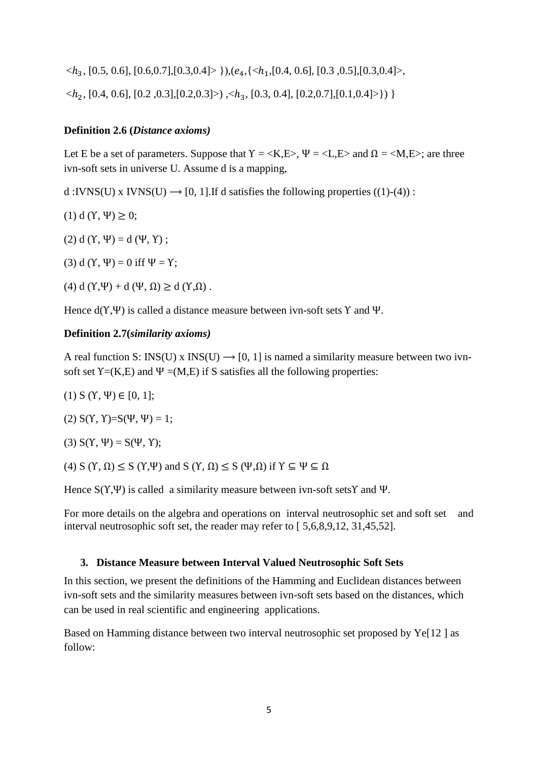$<h_3$, [0.5, 0.6], [0.6,0.7],[0.3,0.4]> }),($e_4$,{$<h_1$,[0.4, 0.6], [0.3 ,0.5],[0.3,0.4]>,

$<h_2$, [0.4, 0.6], [0.2 ,0.3],[0.2,0.3]>) ,$<h_3$, [0.3, 0.4], [0.2,0.7],[0.1,0.4]>}) }

**Definition 2.6 (*Distance axioms)***

Let E be a set of parameters. Suppose that ϒ = <K,E>, Ψ = <L,E> and Ω = <M,E>; are three ivn-soft sets in universe U. Assume d is a mapping,

d :IVNS(U) x IVNS(U) ⟶ [0, 1].If d satisfies the following properties ((1)-(4)) :

(1) d (ϒ, Ψ) ≥ 0;

(2) d (ϒ, Ψ) = d (Ψ, ϒ) ;

(3) d (ϒ, Ψ) = 0 iff Ψ = ϒ;

(4) d (ϒ,Ψ) + d (Ψ, Ω) ≥ d (ϒ,Ω) .

Hence d(ϒ,Ψ) is called a distance measure between ivn-soft sets ϒ and Ψ.

**Definition 2.7(*similarity axioms)***

A real function S: INS(U) x INS(U) ⟶ [0, 1] is named a similarity measure between two ivn-soft set ϒ=(K,E) and Ψ =(M,E) if S satisfies all the following properties:

(1) S (ϒ, Ψ) ∈ [0, 1];

(2) S(ϒ, ϒ)=S(Ψ, Ψ) = 1;

(3) S(ϒ, Ψ) = S(Ψ, ϒ);

(4) S (ϒ, Ω) ≤ S (ϒ,Ψ) and S (ϒ, Ω) ≤ S (Ψ,Ω) if ϒ ⊆ Ψ ⊆ Ω

Hence S(ϒ,Ψ) is called a similarity measure between ivn-soft setsϒ and Ψ.

For more details on the algebra and operations on interval neutrosophic set and soft set and interval neutrosophic soft set, the reader may refer to [ 5,6,8,9,12, 31,45,52].

## 3. Distance Measure between Interval Valued Neutrosophic Soft Sets

In this section, we present the definitions of the Hamming and Euclidean distances between ivn-soft sets and the similarity measures between ivn-soft sets based on the distances, which can be used in real scientific and engineering applications.

Based on Hamming distance between two interval neutrosophic set proposed by Ye[12 ] as follow: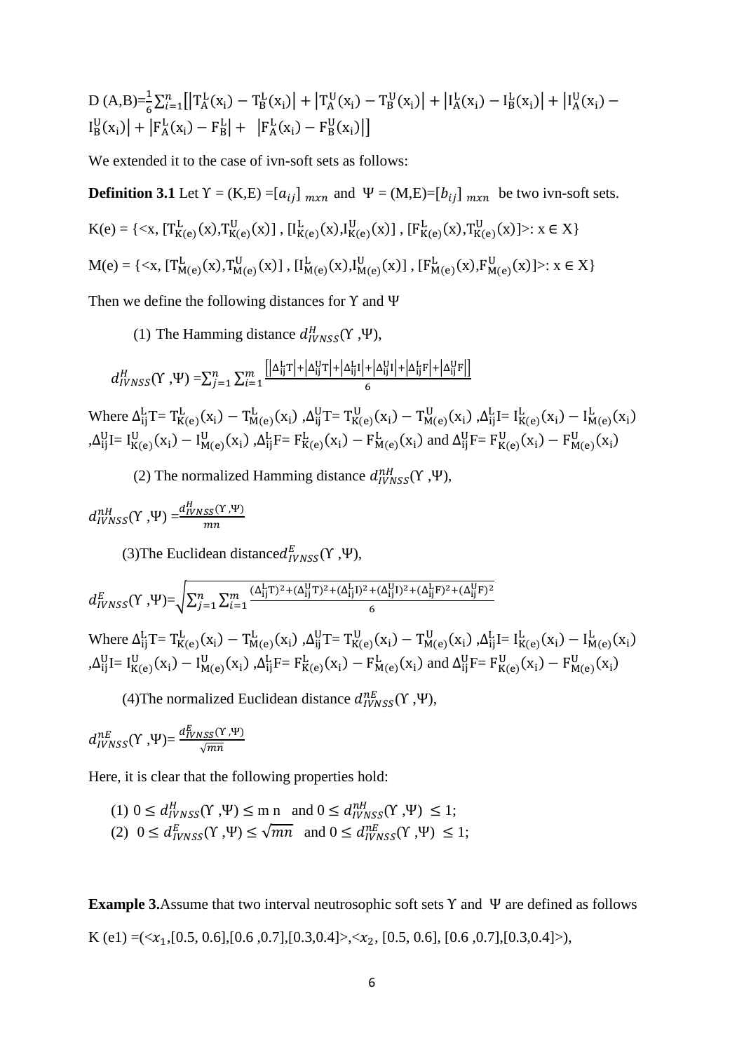$$D(A,B)=\frac{1}{6}\sum_{i=1}^{n}\left[\left|T_A^L(x_i)-T_B^L(x_i)\right|+\left|T_A^U(x_i)-T_B^U(x_i)\right|+\left|I_A^L(x_i)-I_B^L(x_i)\right|+\left|I_A^U(x_i)-I_B^U(x_i)\right|+\left|F_A^L(x_i)-F_B^L\right|+\left|F_A^L(x_i)-F_B^U(x_i)\right|\right]$$

We extended it to the case of ivn-soft sets as follows:

**Definition 3.1** Let $\Upsilon = (K,E) = [a_{ij}]_{m x n}$ and $\Psi = (M,E)=[b_{ij}]_{m x n}$ be two ivn-soft sets.

$K(e) = \{<x, [T_{K(e)}^L(x), T_{K(e)}^U(x)], [I_{K(e)}^L(x), I_{K(e)}^U(x)], [F_{K(e)}^L(x), T_{K(e)}^U(x)]>: x \in X\}$

$M(e) = \{<x, [T_{M(e)}^L(x), T_{M(e)}^U(x)], [I_{M(e)}^L(x), I_{M(e)}^U(x)], [F_{M(e)}^L(x), F_{M(e)}^U(x)]>: x \in X\}$

Then we define the following distances for $\Upsilon$ and $\Psi$

(1) The Hamming distance $d_{IVNSS}^H(\Upsilon, \Psi)$,

$$d_{IVNSS}^H(\Upsilon, \Psi) = \sum_{j=1}^{n}\sum_{i=1}^{m}\frac{\left[\left|\Delta_{ij}^L T\right|+\left|\Delta_{ij}^U T\right|+\left|\Delta_{ij}^L I\right|+\left|\Delta_{ij}^U I\right|+\left|\Delta_{ij}^L F\right|+\left|\Delta_{ij}^U F\right|\right]}{6}$$

Where $\Delta_{ij}^L T = T_{K(e)}^L(x_i) - T_{M(e)}^L(x_i)$, $\Delta_{ij}^U T = T_{K(e)}^U(x_i) - T_{M(e)}^U(x_i)$, $\Delta_{ij}^L I = I_{K(e)}^L(x_i) - I_{M(e)}^L(x_i)$, $\Delta_{ij}^U I = I_{K(e)}^U(x_i) - I_{M(e)}^U(x_i)$, $\Delta_{ij}^L F = F_{K(e)}^L(x_i) - F_{M(e)}^L(x_i)$ and $\Delta_{ij}^U F = F_{K(e)}^U(x_i) - F_{M(e)}^U(x_i)$

(2) The normalized Hamming distance $d_{IVNSS}^{nH}(\Upsilon, \Psi)$,

$$d_{IVNSS}^{nH}(\Upsilon, \Psi) = \frac{d_{IVNSS}^H(\Upsilon, \Psi)}{mn}$$

(3)The Euclidean distance $d_{IVNSS}^E(\Upsilon, \Psi)$,

$$d_{IVNSS}^E(\Upsilon, \Psi) = \sqrt{\sum_{j=1}^{n}\sum_{i=1}^{m}\frac{(\Delta_{ij}^L T)^2+(\Delta_{ij}^U T)^2+(\Delta_{ij}^L I)^2+(\Delta_{ij}^U I)^2+(\Delta_{ij}^L F)^2+(\Delta_{ij}^U F)^2}{6}}$$

Where $\Delta_{ij}^L T = T_{K(e)}^L(x_i) - T_{M(e)}^L(x_i)$, $\Delta_{ij}^U T = T_{K(e)}^U(x_i) - T_{M(e)}^U(x_i)$, $\Delta_{ij}^L I = I_{K(e)}^L(x_i) - I_{M(e)}^L(x_i)$, $\Delta_{ij}^U I = I_{K(e)}^U(x_i) - I_{M(e)}^U(x_i)$, $\Delta_{ij}^L F = F_{K(e)}^L(x_i) - F_{M(e)}^L(x_i)$ and $\Delta_{ij}^U F = F_{K(e)}^U(x_i) - F_{M(e)}^U(x_i)$

(4)The normalized Euclidean distance $d_{IVNSS}^{nE}(\Upsilon, \Psi)$,

$$d_{IVNSS}^{nE}(\Upsilon, \Psi) = \frac{d_{IVNSS}^E(\Upsilon, \Psi)}{\sqrt{mn}}$$

Here, it is clear that the following properties hold:

(1) $0 \leq d_{IVNSS}^H(\Upsilon, \Psi) \leq m\,n$ and $0 \leq d_{IVNSS}^{nH}(\Upsilon, \Psi) \leq 1$;
(2) $0 \leq d_{IVNSS}^E(\Upsilon, \Psi) \leq \sqrt{mn}$ and $0 \leq d_{IVNSS}^{nE}(\Upsilon, \Psi) \leq 1$;

**Example 3.** Assume that two interval neutrosophic soft sets $\Upsilon$ and $\Psi$ are defined as follows

K (e1) =(<$x_1$,[0.5, 0.6],[0.6 ,0.7],[0.3,0.4]>,<$x_2$, [0.5, 0.6], [0.6 ,0.7],[0.3,0.4]>),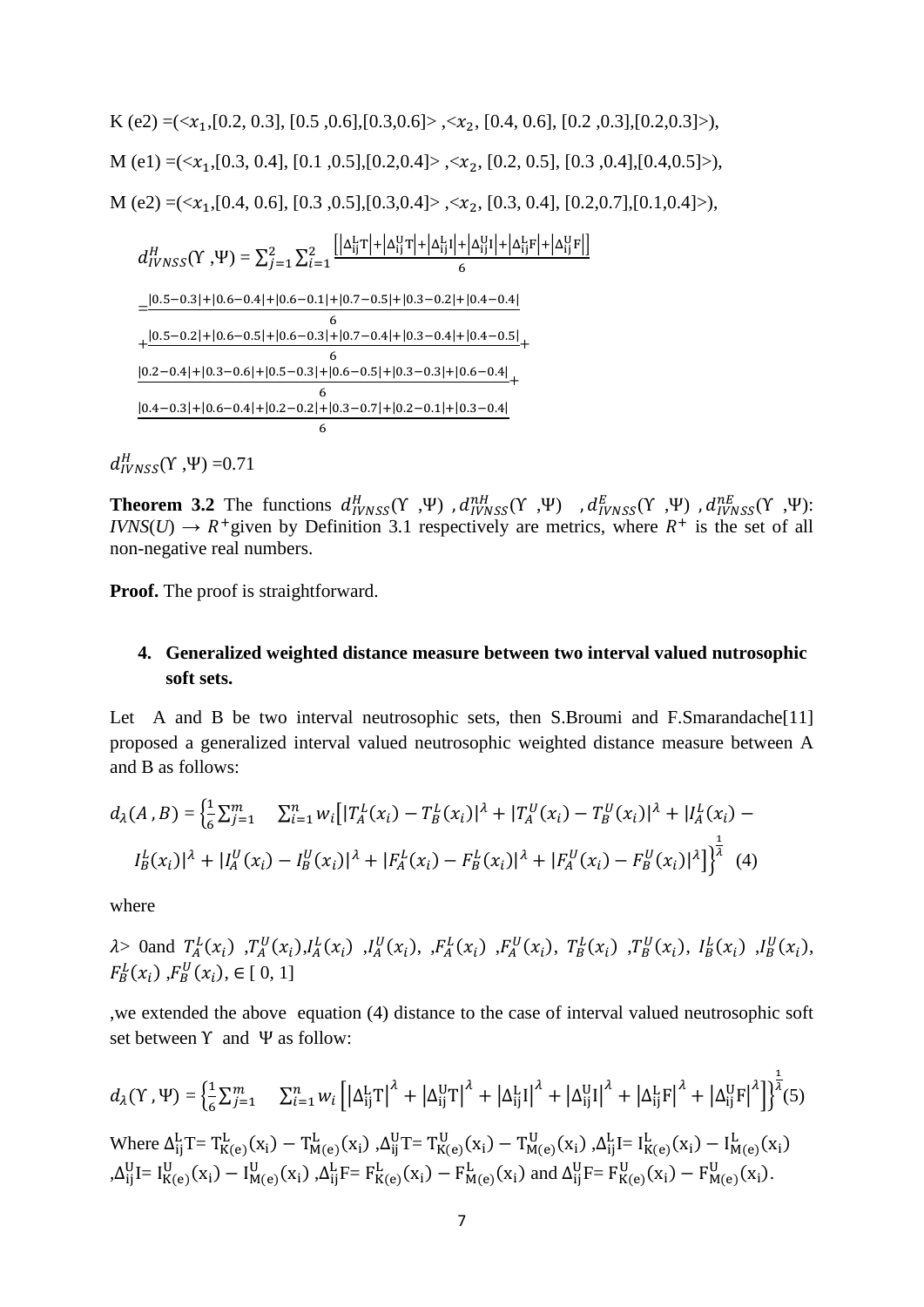K (e2) =(< $x_1$,[0.2, 0.3], [0.5 ,0.6],[0.3,0.6]> ,< $x_2$, [0.4, 0.6], [0.2 ,0.3],[0.2,0.3]>),

M (e1) =(< $x_1$,[0.3, 0.4], [0.1 ,0.5],[0.2,0.4]> ,< $x_2$, [0.2, 0.5], [0.3 ,0.4],[0.4,0.5]>),

M (e2) =(< $x_1$,[0.4, 0.6], [0.3 ,0.5],[0.3,0.4]> ,< $x_2$, [0.3, 0.4], [0.2,0.7],[0.1,0.4]>),

$$d^H_{IVNSS}(\Upsilon ,\Psi) = \sum_{j=1}^{2}\sum_{i=1}^{2}\frac{\left[\left|\Delta^{L}_{ij}T\right|+\left|\Delta^{U}_{ij}T\right|+\left|\Delta^{L}_{ij}I\right|+\left|\Delta^{U}_{ij}I\right|+\left|\Delta^{L}_{ij}F\right|+\left|\Delta^{U}_{ij}F\right|\right]}{6}$$

$$=\frac{|0.5-0.3|+|0.6-0.4|+|0.6-0.1|+|0.7-0.5|+|0.3-0.2|+|0.4-0.4|}{6}$$
$$+\frac{|0.5-0.2|+|0.6-0.5|+|0.6-0.3|+|0.7-0.4|+|0.3-0.4|+|0.4-0.5|}{6}+$$
$$\frac{|0.2-0.4|+|0.3-0.6|+|0.5-0.3|+|0.6-0.5|+|0.3-0.3|+|0.6-0.4|}{6}+$$
$$\frac{|0.4-0.3|+|0.6-0.4|+|0.2-0.2|+|0.3-0.7|+|0.2-0.1|+|0.3-0.4|}{6}$$

$d^H_{IVNSS}(\Upsilon ,\Psi)$ =0.71

**Theorem 3.2** The functions $d^H_{IVNSS}(\Upsilon ,\Psi)$ , $d^{nH}_{IVNSS}(\Upsilon ,\Psi)$ , $d^E_{IVNSS}(\Upsilon ,\Psi)$ , $d^{nE}_{IVNSS}(\Upsilon ,\Psi)$: $IVNS(U) \rightarrow R^+$ given by Definition 3.1 respectively are metrics, where $R^+$ is the set of all non-negative real numbers.

**Proof.** The proof is straightforward.

## 4. Generalized weighted distance measure between two interval valued nutrosophic soft sets.

Let A and B be two interval neutrosophic sets, then S.Broumi and F.Smarandache[11] proposed a generalized interval valued neutrosophic weighted distance measure between A and B as follows:

$$d_\lambda(A ,B) = \left\{\frac{1}{6}\sum_{j=1}^{m}\quad\sum_{i=1}^{n} w_i\left[|T_A^L(x_i)-T_B^L(x_i)|^\lambda+|T_A^U(x_i)-T_B^U(x_i)|^\lambda+|I_A^L(x_i)-I_B^L(x_i)|^\lambda+|I_A^U(x_i)-I_B^U(x_i)|^\lambda+|F_A^L(x_i)-F_B^L(x_i)|^\lambda+|F_A^U(x_i)-F_B^U(x_i)|^\lambda\right]\right\}^{\frac{1}{\lambda}} \quad (4)$$

where

$\lambda >$ 0and $T_A^L(x_i)$ , $T_A^U(x_i)$, $I_A^L(x_i)$ , $I_A^U(x_i)$, , $F_A^L(x_i)$ , $F_A^U(x_i)$, $T_B^L(x_i)$ , $T_B^U(x_i)$, $I_B^L(x_i)$ , $I_B^U(x_i)$, $F_B^L(x_i)$ , $F_B^U(x_i)$, $\in$ [ 0, 1]

,we extended the above equation (4) distance to the case of interval valued neutrosophic soft set between $\Upsilon$ and $\Psi$ as follow:

$$d_\lambda(\Upsilon ,\Psi) = \left\{\frac{1}{6}\sum_{j=1}^{m}\quad\sum_{i=1}^{n} w_i\left[\left|\Delta^{L}_{ij}T\right|^\lambda+\left|\Delta^{U}_{ij}T\right|^\lambda+\left|\Delta^{L}_{ij}I\right|^\lambda+\left|\Delta^{U}_{ij}I\right|^\lambda+\left|\Delta^{L}_{ij}F\right|^\lambda+\left|\Delta^{U}_{ij}F\right|^\lambda\right]\right\}^{\frac{1}{\lambda}} (5)$$

Where $\Delta^{L}_{ij}T = T^L_{K(e)}(x_i) - T^L_{M(e)}(x_i)$ , $\Delta^{U}_{ij}T = T^U_{K(e)}(x_i) - T^U_{M(e)}(x_i)$ , $\Delta^{L}_{ij}I = I^L_{K(e)}(x_i) - I^L_{M(e)}(x_i)$ , $\Delta^{U}_{ij}I = I^U_{K(e)}(x_i) - I^U_{M(e)}(x_i)$ , $\Delta^{L}_{ij}F = F^L_{K(e)}(x_i) - F^L_{M(e)}(x_i)$ and $\Delta^{U}_{ij}F = F^U_{K(e)}(x_i) - F^U_{M(e)}(x_i)$.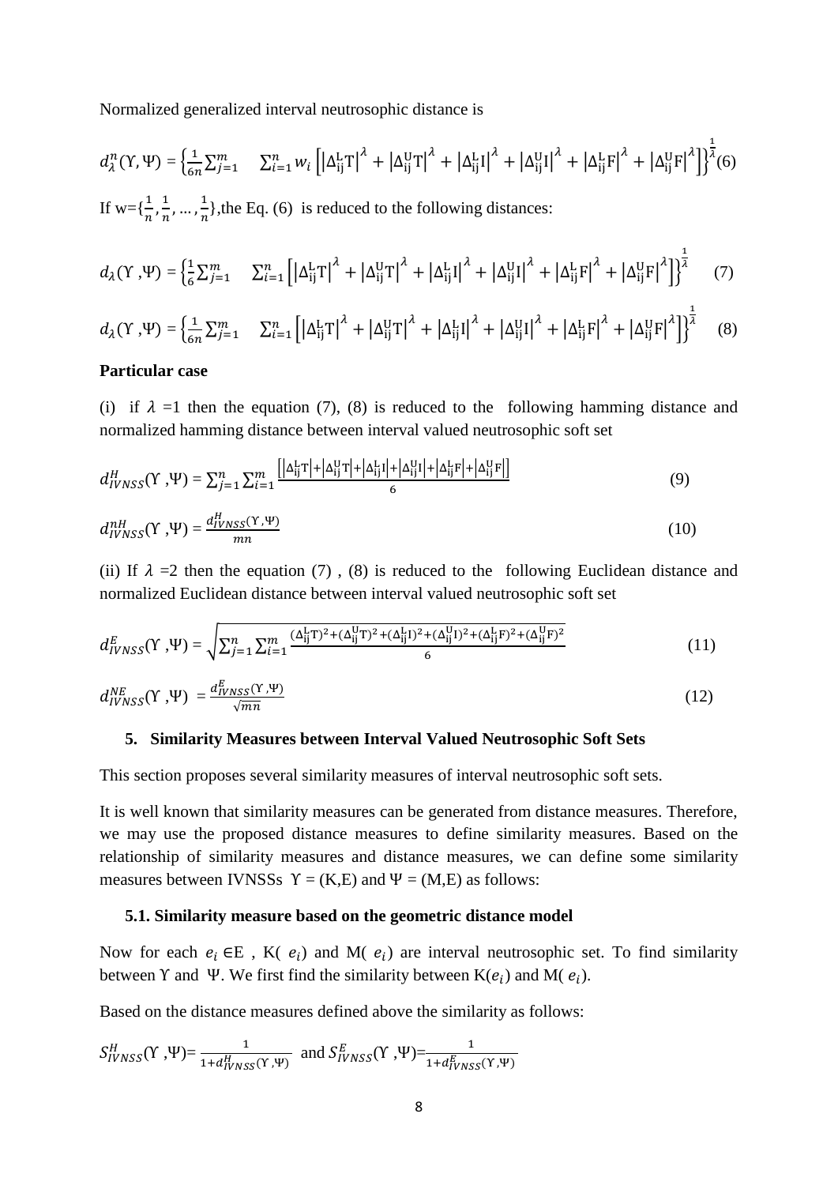Normalized generalized interval neutrosophic distance is

$$d_\lambda^n(\Upsilon, \Psi) = \left\{\frac{1}{6n}\sum_{j=1}^{m} \sum_{i=1}^{n} w_i \left[\left|\Delta_{ij}^{L}T\right|^\lambda + \left|\Delta_{ij}^{U}T\right|^\lambda + \left|\Delta_{ij}^{L}I\right|^\lambda + \left|\Delta_{ij}^{U}I\right|^\lambda + \left|\Delta_{ij}^{L}F\right|^\lambda + \left|\Delta_{ij}^{U}F\right|^\lambda\right]\right\}^{\frac{1}{\lambda}} \quad (6)$$

If w=$\{\frac{1}{n}, \frac{1}{n}, \ldots, \frac{1}{n}\}$,the Eq. (6) is reduced to the following distances:

$$d_\lambda(\Upsilon, \Psi) = \left\{\frac{1}{6}\sum_{j=1}^{m} \sum_{i=1}^{n} \left[\left|\Delta_{ij}^{L}T\right|^\lambda + \left|\Delta_{ij}^{U}T\right|^\lambda + \left|\Delta_{ij}^{L}I\right|^\lambda + \left|\Delta_{ij}^{U}I\right|^\lambda + \left|\Delta_{ij}^{L}F\right|^\lambda + \left|\Delta_{ij}^{U}F\right|^\lambda\right]\right\}^{\frac{1}{\lambda}} \quad (7)$$

$$d_\lambda(\Upsilon, \Psi) = \left\{\frac{1}{6n}\sum_{j=1}^{m} \sum_{i=1}^{n} \left[\left|\Delta_{ij}^{L}T\right|^\lambda + \left|\Delta_{ij}^{U}T\right|^\lambda + \left|\Delta_{ij}^{L}I\right|^\lambda + \left|\Delta_{ij}^{U}I\right|^\lambda + \left|\Delta_{ij}^{L}F\right|^\lambda + \left|\Delta_{ij}^{U}F\right|^\lambda\right]\right\}^{\frac{1}{\lambda}} \quad (8)$$

**Particular case**

(i) if $\lambda$ =1 then the equation (7), (8) is reduced to the following hamming distance and normalized hamming distance between interval valued neutrosophic soft set

$$d_{IVNSS}^{H}(\Upsilon, \Psi) = \sum_{j=1}^{n}\sum_{i=1}^{m} \frac{\left[\left|\Delta_{ij}^{L}T\right| + \left|\Delta_{ij}^{U}T\right| + \left|\Delta_{ij}^{L}I\right| + \left|\Delta_{ij}^{U}I\right| + \left|\Delta_{ij}^{L}F\right| + \left|\Delta_{ij}^{U}F\right|\right]}{6} \quad (9)$$

$$d_{IVNSS}^{nH}(\Upsilon, \Psi) = \frac{d_{IVNSS}^{H}(\Upsilon, \Psi)}{mn} \quad (10)$$

(ii) If $\lambda$ =2 then the equation (7) , (8) is reduced to the following Euclidean distance and normalized Euclidean distance between interval valued neutrosophic soft set

$$d_{IVNSS}^{E}(\Upsilon, \Psi) = \sqrt{\sum_{j=1}^{n}\sum_{i=1}^{m} \frac{(\Delta_{ij}^{L}T)^2 + (\Delta_{ij}^{U}T)^2 + (\Delta_{ij}^{L}I)^2 + (\Delta_{ij}^{U}I)^2 + (\Delta_{ij}^{L}F)^2 + (\Delta_{ij}^{U}F)^2}{6}} \quad (11)$$

$$d_{IVNSS}^{NE}(\Upsilon, \Psi) = \frac{d_{IVNSS}^{E}(\Upsilon, \Psi)}{\sqrt{mn}} \quad (12)$$

## 5. Similarity Measures between Interval Valued Neutrosophic Soft Sets

This section proposes several similarity measures of interval neutrosophic soft sets.

It is well known that similarity measures can be generated from distance measures. Therefore, we may use the proposed distance measures to define similarity measures. Based on the relationship of similarity measures and distance measures, we can define some similarity measures between IVNSSs $\Upsilon$ = (K,E) and $\Psi$ = (M,E) as follows:

### 5.1. Similarity measure based on the geometric distance model

Now for each $e_i \in$E , K( $e_i$) and M( $e_i$) are interval neutrosophic set. To find similarity between $\Upsilon$ and $\Psi$. We first find the similarity between K($e_i$) and M( $e_i$).

Based on the distance measures defined above the similarity as follows:

$S_{IVNSS}^{H}(\Upsilon, \Psi) = \frac{1}{1+d_{IVNSS}^{H}(\Upsilon, \Psi)}$ and $S_{IVNSS}^{E}(\Upsilon, \Psi) = \frac{1}{1+d_{IVNSS}^{E}(\Upsilon, \Psi)}$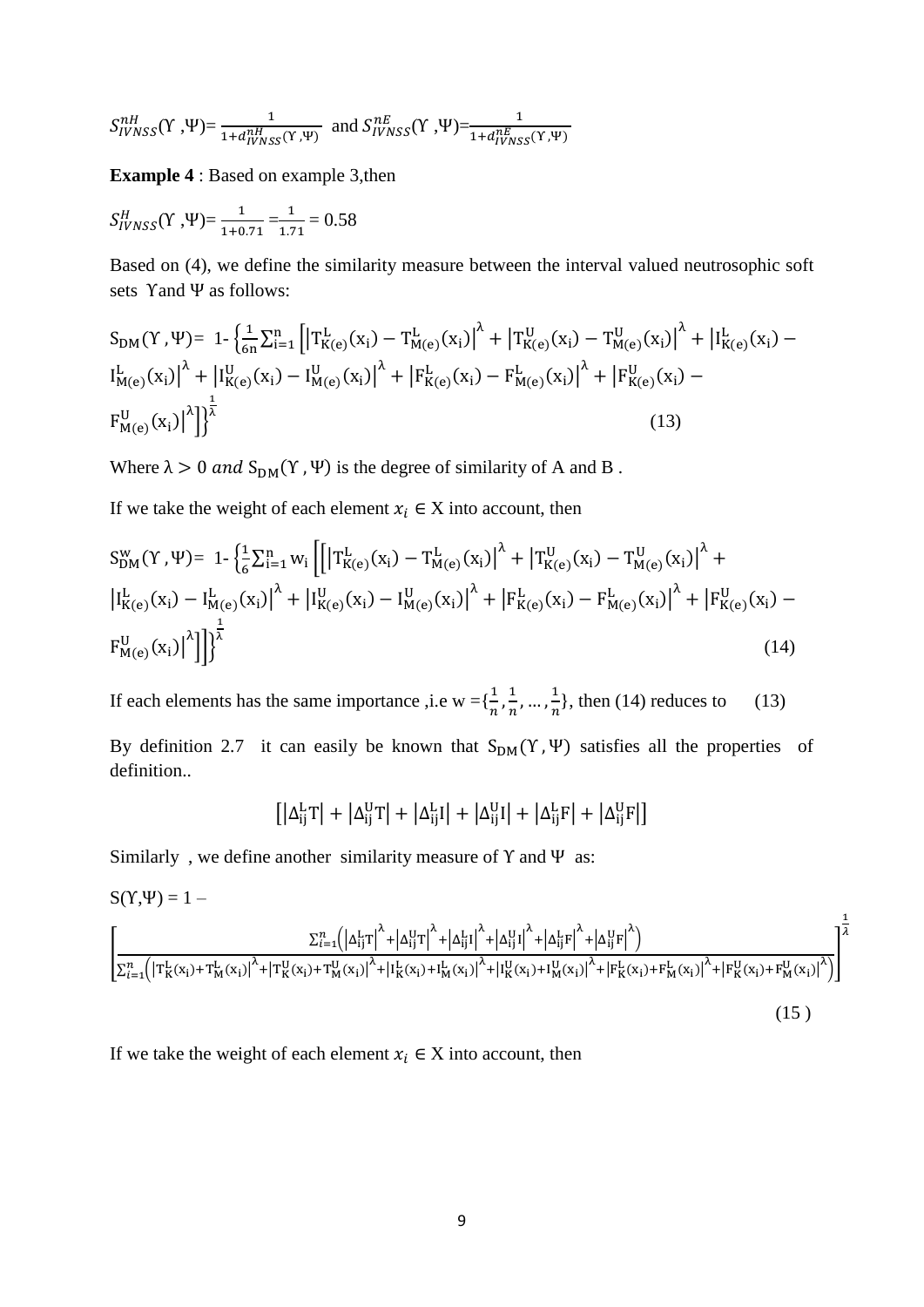$S_{IVNSS}^{nH}(\Upsilon, \Psi) = \frac{1}{1+d_{IVNSS}^{nH}(\Upsilon, \Psi)}$ and $S_{IVNSS}^{nE}(\Upsilon, \Psi) = \frac{1}{1+d_{IVNSS}^{nE}(\Upsilon, \Psi)}$

**Example 4** : Based on example 3,then

$S_{IVNSS}^{H}(\Upsilon, \Psi) = \frac{1}{1+0.71} = \frac{1}{1.71} = 0.58$

Based on (4), we define the similarity measure between the interval valued neutrosophic soft sets $\Upsilon$ and $\Psi$ as follows:

$$S_{DM}(\Upsilon, \Psi) = 1 - \left\{\frac{1}{6n}\sum_{i=1}^{n}\left[\left|T_{K(e)}^{L}(x_i) - T_{M(e)}^{L}(x_i)\right|^{\lambda} + \left|T_{K(e)}^{U}(x_i) - T_{M(e)}^{U}(x_i)\right|^{\lambda} + \left|I_{K(e)}^{L}(x_i) - I_{M(e)}^{L}(x_i)\right|^{\lambda} + \left|I_{K(e)}^{U}(x_i) - I_{M(e)}^{U}(x_i)\right|^{\lambda} + \left|F_{K(e)}^{L}(x_i) - F_{M(e)}^{L}(x_i)\right|^{\lambda} + \left|F_{K(e)}^{U}(x_i) - F_{M(e)}^{U}(x_i)\right|^{\lambda}\right]\right\}^{\frac{1}{\lambda}} \quad (13)$$

Where $\lambda > 0$ *and* $S_{DM}(\Upsilon, \Psi)$ is the degree of similarity of A and B .

If we take the weight of each element $x_i \in X$ into account, then

$$S_{DM}^{w}(\Upsilon, \Psi) = 1 - \left\{\frac{1}{6}\sum_{i=1}^{n} w_i\left[\left[\left|T_{K(e)}^{L}(x_i) - T_{M(e)}^{L}(x_i)\right|^{\lambda} + \left|T_{K(e)}^{U}(x_i) - T_{M(e)}^{U}(x_i)\right|^{\lambda} + \left|I_{K(e)}^{L}(x_i) - I_{M(e)}^{L}(x_i)\right|^{\lambda} + \left|I_{K(e)}^{U}(x_i) - I_{M(e)}^{U}(x_i)\right|^{\lambda} + \left|F_{K(e)}^{L}(x_i) - F_{M(e)}^{L}(x_i)\right|^{\lambda} + \left|F_{K(e)}^{U}(x_i) - F_{M(e)}^{U}(x_i)\right|^{\lambda}\right]\right]\right\}^{\frac{1}{\lambda}} \quad (14)$$

If each elements has the same importance ,i.e w $= \{\frac{1}{n}, \frac{1}{n}, \ldots, \frac{1}{n}\}$, then (14) reduces to (13)

By definition 2.7 it can easily be known that $S_{DM}(\Upsilon, \Psi)$ satisfies all the properties of definition..

$$\left[\left|\Delta_{ij}^{L}T\right| + \left|\Delta_{ij}^{U}T\right| + \left|\Delta_{ij}^{L}I\right| + \left|\Delta_{ij}^{U}I\right| + \left|\Delta_{ij}^{L}F\right| + \left|\Delta_{ij}^{U}F\right|\right]$$

Similarly , we define another similarity measure of $\Upsilon$ and $\Psi$ as:

$$S(\Upsilon, \Psi) = 1 - \left[\frac{\sum_{i=1}^{n}\left(\left|\Delta_{ij}^{L}T\right|^{\lambda} + \left|\Delta_{ij}^{U}T\right|^{\lambda} + \left|\Delta_{ij}^{L}I\right|^{\lambda} + \left|\Delta_{ij}^{U}I\right|^{\lambda} + \left|\Delta_{ij}^{L}F\right|^{\lambda} + \left|\Delta_{ij}^{U}F\right|^{\lambda}\right)}{\sum_{i=1}^{n}\left(\left|T_{K}^{L}(x_i) + T_{M}^{L}(x_i)\right|^{\lambda} + \left|T_{K}^{U}(x_i) + T_{M}^{U}(x_i)\right|^{\lambda} + \left|I_{K}^{L}(x_i) + I_{M}^{L}(x_i)\right|^{\lambda} + \left|I_{K}^{U}(x_i) + I_{M}^{U}(x_i)\right|^{\lambda} + \left|F_{K}^{L}(x_i) + F_{M}^{L}(x_i)\right|^{\lambda} + \left|F_{K}^{U}(x_i) + F_{M}^{U}(x_i)\right|^{\lambda}\right)}\right]^{\frac{1}{\lambda}} \quad (15)$$

If we take the weight of each element $x_i \in X$ into account, then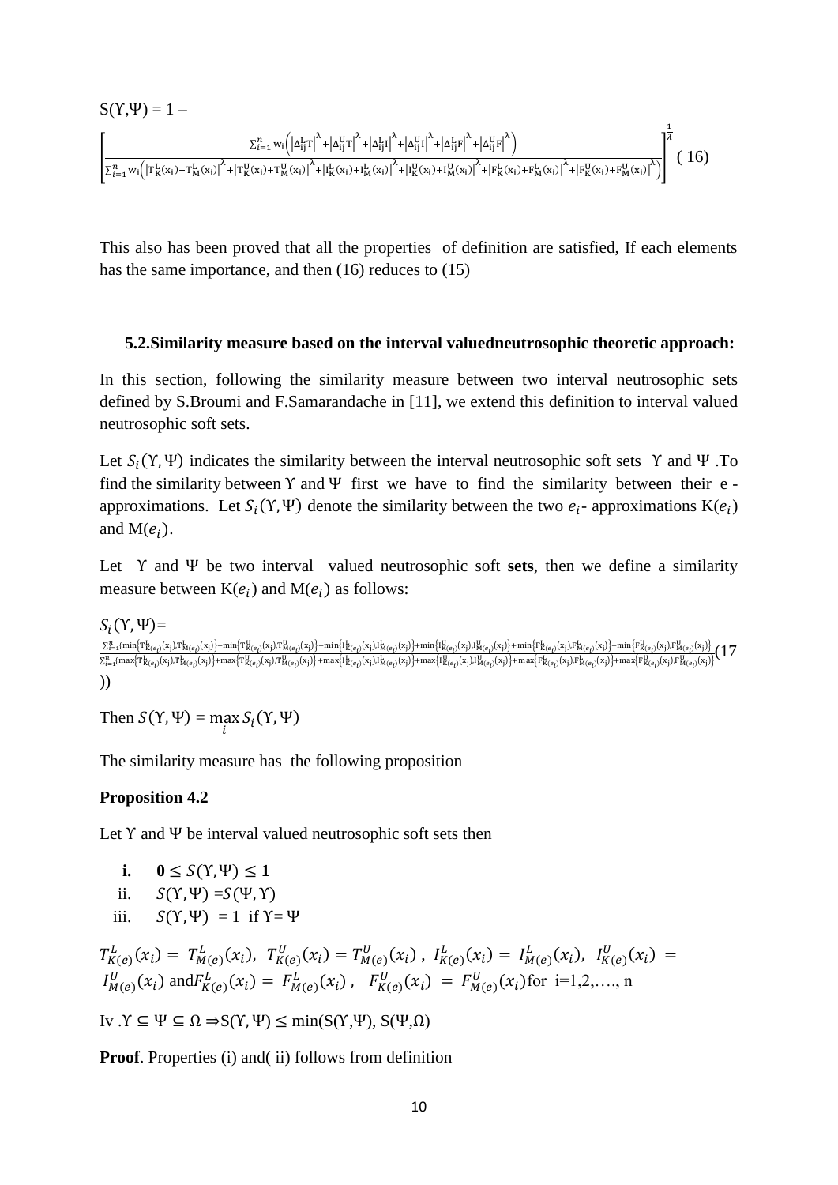$$S(\Upsilon,\Psi) = 1 - \left[\frac{\sum_{i=1}^{n} w_i\left(\left|\Delta_{ij}^{L}T\right|^{\lambda}+\left|\Delta_{ij}^{U}T\right|^{\lambda}+\left|\Delta_{ij}^{L}I\right|^{\lambda}+\left|\Delta_{ij}^{U}I\right|^{\lambda}+\left|\Delta_{ij}^{L}F\right|^{\lambda}+\left|\Delta_{ij}^{U}F\right|^{\lambda}\right)}{\sum_{i=1}^{n} w_i\left(\left|T_K^L(x_i)+T_M^L(x_i)\right|^{\lambda}+\left|T_K^U(x_i)+T_M^U(x_i)\right|^{\lambda}+\left|I_K^L(x_i)+I_M^L(x_i)\right|^{\lambda}+\left|I_K^U(x_i)+I_M^U(x_i)\right|^{\lambda}+\left|F_K^L(x_i)+F_M^L(x_i)\right|^{\lambda}+\left|F_K^U(x_i)+F_M^U(x_i)\right|^{\lambda}\right)}\right]^{\frac{1}{\lambda}} \quad (16)$$

This also has been proved that all the properties of definition are satisfied, If each elements has the same importance, and then (16) reduces to (15)

### 5.2.Similarity measure based on the interval valuedneutrosophic theoretic approach:

In this section, following the similarity measure between two interval neutrosophic sets defined by S.Broumi and F.Samarandache in [11], we extend this definition to interval valued neutrosophic soft sets.

Let $S_i(\Upsilon,\Psi)$ indicates the similarity between the interval neutrosophic soft sets $\Upsilon$ and $\Psi$ .To find the similarity between $\Upsilon$ and $\Psi$ first we have to find the similarity between their e - approximations. Let $S_i(\Upsilon,\Psi)$ denote the similarity between the two $e_i$- approximations K($e_i$) and M($e_i$).

Let $\Upsilon$ and $\Psi$ be two interval valued neutrosophic soft **sets**, then we define a similarity measure between K($e_i$) and M($e_i$) as follows:

$$S_i(\Upsilon,\Psi)= \frac{\sum_{i=1}^{n}(\min\{T_{K(e_i)}^{L}(x_j),T_{M(e_i)}^{L}(x_j)\}+\min\{T_{K(e_i)}^{U}(x_j),T_{M(e_i)}^{U}(x_j)\}+\min\{I_{K(e_i)}^{L}(x_j),I_{M(e_i)}^{L}(x_j)\}+\min\{I_{K(e_i)}^{U}(x_j),I_{M(e_i)}^{U}(x_j)\}+\min\{F_{K(e_i)}^{L}(x_j),F_{M(e_i)}^{L}(x_j)\}+\min\{F_{K(e_i)}^{U}(x_j),F_{M(e_i)}^{U}(x_j)\}}{\sum_{i=1}^{n}(\max\{T_{K(e_i)}^{L}(x_j),T_{M(e_i)}^{L}(x_j)\}+\max\{T_{K(e_i)}^{U}(x_j),T_{M(e_i)}^{U}(x_j)\}+\max\{I_{K(e_i)}^{L}(x_j),I_{M(e_i)}^{L}(x_j)\}+\max\{I_{K(e_i)}^{U}(x_j),I_{M(e_i)}^{U}(x_j)\}+\max\{F_{K(e_i)}^{L}(x_j),F_{M(e_i)}^{L}(x_j)\}+\max\{F_{K(e_i)}^{U}(x_j),F_{M(e_i)}^{U}(x_j)\}} \quad (17))$$

Then $S(\Upsilon,\Psi) = \max_{i} S_i(\Upsilon,\Psi)$

The similarity measure has the following proposition

**Proposition 4.2**

Let $\Upsilon$ and $\Psi$ be interval valued neutrosophic soft sets then

i. $\mathbf{0} \leq S(\Upsilon,\Psi) \leq \mathbf{1}$

ii. $S(\Upsilon,\Psi) = S(\Psi,\Upsilon)$

iii. $S(\Upsilon,\Psi) = 1$ if $\Upsilon = \Psi$

$T_{K(e)}^{L}(x_i) = T_{M(e)}^{L}(x_i)$, $T_{K(e)}^{U}(x_i) = T_{M(e)}^{U}(x_i)$ , $I_{K(e)}^{L}(x_i) = I_{M(e)}^{L}(x_i)$, $I_{K(e)}^{U}(x_i) = I_{M(e)}^{U}(x_i)$ and $F_{K(e)}^{L}(x_i) = F_{M(e)}^{L}(x_i)$ , $F_{K(e)}^{U}(x_i) = F_{M(e)}^{U}(x_i)$ for i=1,2,…., n

Iv . $\Upsilon \subseteq \Psi \subseteq \Omega \Rightarrow S(\Upsilon,\Psi) \leq \min(S(\Upsilon,\Psi), S(\Psi,\Omega))$

**Proof**. Properties (i) and( ii) follows from definition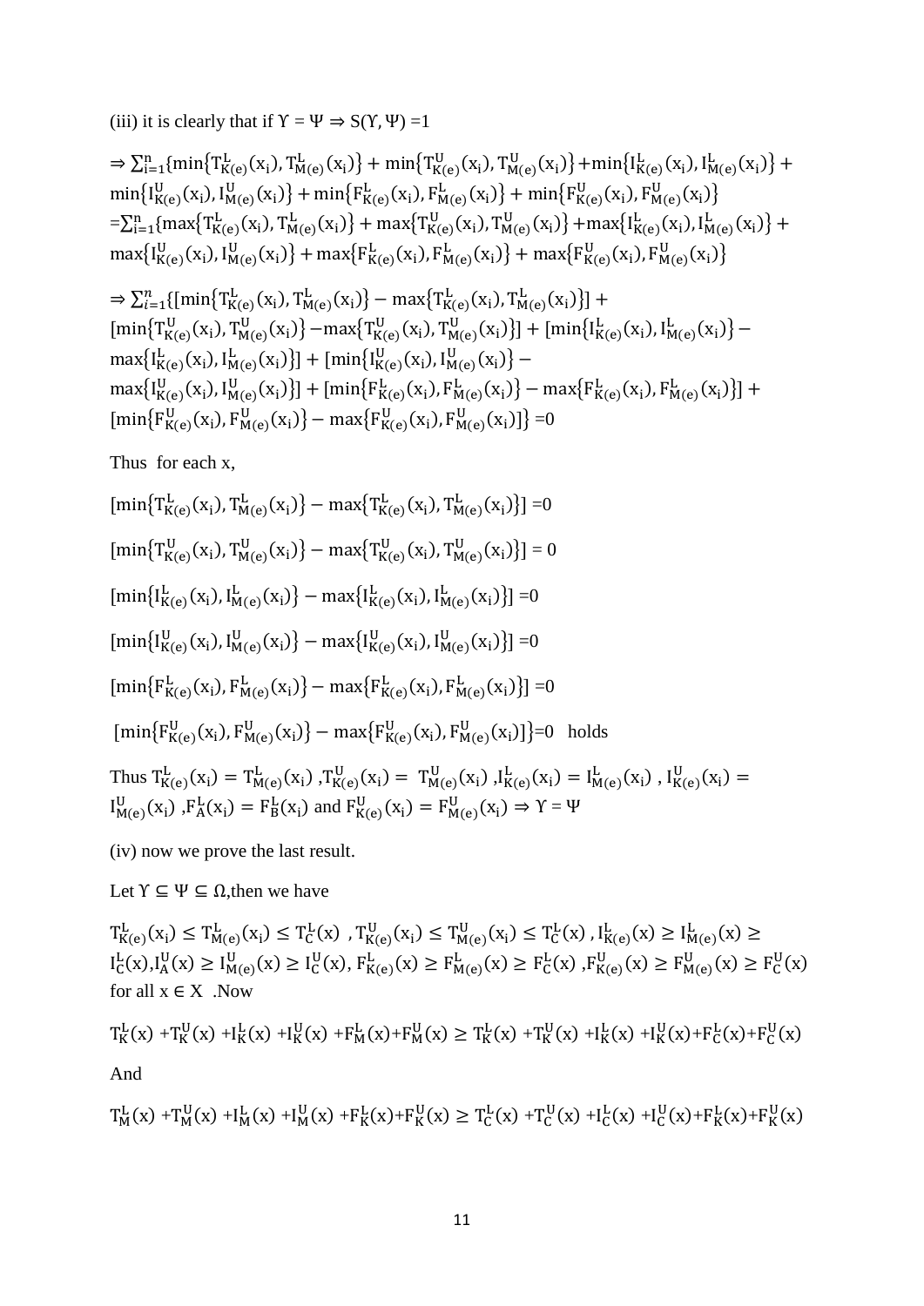(iii) it is clearly that if $\Upsilon = \Psi \Rightarrow S(\Upsilon, \Psi) = 1$

$$\Rightarrow \sum_{i=1}^{n}\{\min\{T^L_{K(e)}(x_i), T^L_{M(e)}(x_i)\} + \min\{T^U_{K(e)}(x_i), T^U_{M(e)}(x_i)\} + \min\{I^L_{K(e)}(x_i), I^L_{M(e)}(x_i)\} + \min\{I^U_{K(e)}(x_i), I^U_{M(e)}(x_i)\} + \min\{F^L_{K(e)}(x_i), F^L_{M(e)}(x_i)\} + \min\{F^U_{K(e)}(x_i), F^U_{M(e)}(x_i)\}$$
$$= \sum_{i=1}^{n}\{\max\{T^L_{K(e)}(x_i), T^L_{M(e)}(x_i)\} + \max\{T^U_{K(e)}(x_i), T^U_{M(e)}(x_i)\} + \max\{I^L_{K(e)}(x_i), I^L_{M(e)}(x_i)\} + \max\{I^U_{K(e)}(x_i), I^U_{M(e)}(x_i)\} + \max\{F^L_{K(e)}(x_i), F^L_{M(e)}(x_i)\} + \max\{F^U_{K(e)}(x_i), F^U_{M(e)}(x_i)\}$$

$$\Rightarrow \sum_{i=1}^{n}\{[\min\{T^L_{K(e)}(x_i), T^L_{M(e)}(x_i)\} - \max\{T^L_{K(e)}(x_i), T^L_{M(e)}(x_i)\}] + [\min\{T^U_{K(e)}(x_i), T^U_{M(e)}(x_i)\} - \max\{T^U_{K(e)}(x_i), T^U_{M(e)}(x_i)\}] + [\min\{I^L_{K(e)}(x_i), I^L_{M(e)}(x_i)\} - \max\{I^L_{K(e)}(x_i), I^L_{M(e)}(x_i)\}] + [\min\{I^U_{K(e)}(x_i), I^U_{M(e)}(x_i)\} - \max\{I^U_{K(e)}(x_i), I^U_{M(e)}(x_i)\}] + [\min\{F^L_{K(e)}(x_i), F^L_{M(e)}(x_i)\} - \max\{F^L_{K(e)}(x_i), F^L_{M(e)}(x_i)\}] + [\min\{F^U_{K(e)}(x_i), F^U_{M(e)}(x_i)\} - \max\{F^U_{K(e)}(x_i), F^U_{M(e)}(x_i)\}]\} = 0$$

Thus for each x,

$$[\min\{T^L_{K(e)}(x_i), T^L_{M(e)}(x_i)\} - \max\{T^L_{K(e)}(x_i), T^L_{M(e)}(x_i)\}] = 0$$

$$[\min\{T^U_{K(e)}(x_i), T^U_{M(e)}(x_i)\} - \max\{T^U_{K(e)}(x_i), T^U_{M(e)}(x_i)\}] = 0$$

$$[\min\{I^L_{K(e)}(x_i), I^L_{M(e)}(x_i)\} - \max\{I^L_{K(e)}(x_i), I^L_{M(e)}(x_i)\}] = 0$$

$$[\min\{I^U_{K(e)}(x_i), I^U_{M(e)}(x_i)\} - \max\{I^U_{K(e)}(x_i), I^U_{M(e)}(x_i)\}] = 0$$

$$[\min\{F^L_{K(e)}(x_i), F^L_{M(e)}(x_i)\} - \max\{F^L_{K(e)}(x_i), F^L_{M(e)}(x_i)\}] = 0$$

$$[\min\{F^U_{K(e)}(x_i), F^U_{M(e)}(x_i)\} - \max\{F^U_{K(e)}(x_i), F^U_{M(e)}(x_i)\}] = 0 \quad \text{holds}$$

Thus $T^L_{K(e)}(x_i) = T^L_{M(e)}(x_i)$, $T^U_{K(e)}(x_i) = T^U_{M(e)}(x_i)$, $I^L_{K(e)}(x_i) = I^L_{M(e)}(x_i)$, $I^U_{K(e)}(x_i) = I^U_{M(e)}(x_i)$, $F^L_A(x_i) = F^L_B(x_i)$ and $F^U_{K(e)}(x_i) = F^U_{M(e)}(x_i) \Rightarrow \Upsilon = \Psi$

(iv) now we prove the last result.

Let $\Upsilon \subseteq \Psi \subseteq \Omega$, then we have

$T^L_{K(e)}(x_i) \le T^L_{M(e)}(x_i) \le T^L_C(x)$, $T^U_{K(e)}(x_i) \le T^U_{M(e)}(x_i) \le T^L_C(x)$, $I^L_{K(e)}(x) \ge I^L_{M(e)}(x) \ge I^L_C(x)$, $I^U_A(x) \ge I^U_{M(e)}(x) \ge I^U_C(x)$, $F^L_{K(e)}(x) \ge F^L_{M(e)}(x) \ge F^L_C(x)$, $F^U_{K(e)}(x) \ge F^U_{M(e)}(x) \ge F^U_C(x)$ for all $x \in X$ .Now

$$T^L_K(x) + T^U_K(x) + I^L_K(x) + I^U_K(x) + F^L_M(x) + F^U_M(x) \ge T^L_K(x) + T^U_K(x) + I^L_K(x) + I^U_K(x) + F^L_C(x) + F^U_C(x)$$

And

$$T^L_M(x) + T^U_M(x) + I^L_M(x) + I^U_M(x) + F^L_K(x) + F^U_K(x) \ge T^L_C(x) + T^U_C(x) + I^L_C(x) + I^U_C(x) + F^L_K(x) + F^U_K(x)$$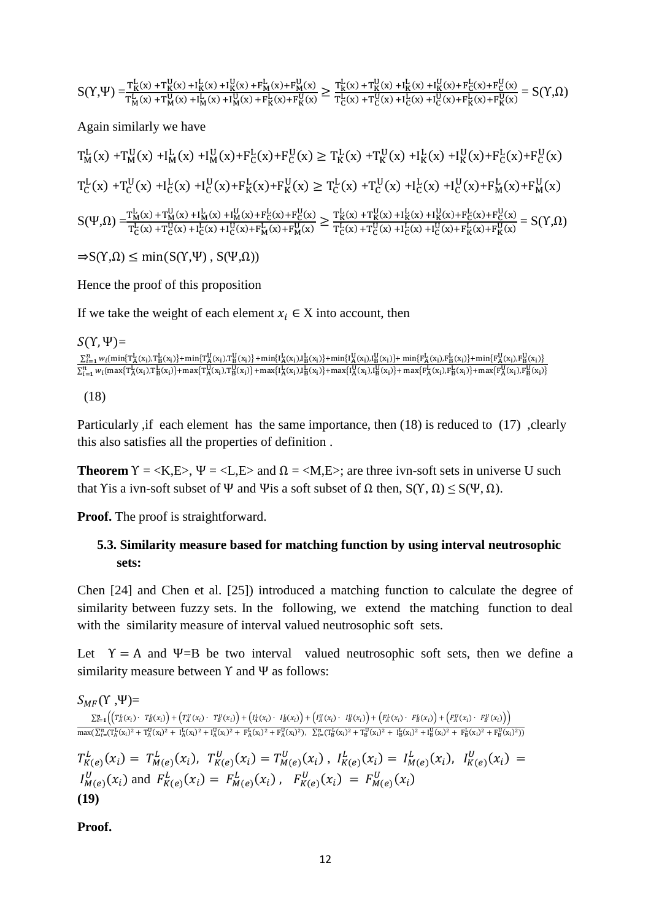$$S(\Upsilon,\Psi) = \frac{T_K^L(x) + T_K^U(x) + I_K^L(x) + I_K^U(x) + F_M^L(x) + F_M^U(x)}{T_M^L(x) + T_M^U(x) + I_M^L(x) + I_M^U(x) + F_K^L(x) + F_K^U(x)} \geq \frac{T_K^L(x) + T_K^U(x) + I_K^L(x) + I_K^U(x) + F_C^L(x) + F_C^U(x)}{T_C^L(x) + T_C^U(x) + I_C^L(x) + I_C^U(x) + F_K^L(x) + F_K^U(x)} = S(\Upsilon,\Omega)$$

Again similarly we have

$$T_M^L(x) + T_M^U(x) + I_M^L(x) + I_M^U(x) + F_C^L(x) + F_C^U(x) \geq T_K^L(x) + T_K^U(x) + I_K^L(x) + I_K^U(x) + F_C^L(x) + F_C^U(x)$$

$$T_C^L(x) + T_C^U(x) + I_C^L(x) + I_C^U(x) + F_K^L(x) + F_K^U(x) \geq T_C^L(x) + T_C^U(x) + I_C^L(x) + I_C^U(x) + F_M^L(x) + F_M^U(x)$$

$$S(\Psi,\Omega) = \frac{T_M^L(x) + T_M^U(x) + I_M^L(x) + I_M^U(x) + F_C^L(x) + F_C^U(x)}{T_C^L(x) + T_C^U(x) + I_C^L(x) + I_C^U(x) + F_M^L(x) + F_M^U(x)} \geq \frac{T_K^L(x) + T_K^U(x) + I_K^L(x) + I_K^U(x) + F_C^L(x) + F_C^U(x)}{T_C^L(x) + T_C^U(x) + I_C^L(x) + I_C^U(x) + F_K^L(x) + F_K^U(x)} = S(\Upsilon,\Omega)$$

$$\Rightarrow S(\Upsilon,\Omega) \leq \min(S(\Upsilon,\Psi), S(\Psi,\Omega))$$

Hence the proof of this proposition

If we take the weight of each element $x_i \in X$ into account, then

$$S(\Upsilon,\Psi) = \frac{\sum_{i=1}^{n} w_i \{\min\{T_A^L(x_i),T_B^L(x_i)\} + \min\{T_A^U(x_i),T_B^U(x_i)\} + \min\{I_A^L(x_i),I_B^L(x_i)\} + \min\{I_A^U(x_i),I_B^U(x_i)\} + \min\{F_A^L(x_i),F_B^L(x_i)\} + \min\{F_A^U(x_i),F_B^U(x_i)\}}{\sum_{i=1}^{n} w_i \{\max\{T_A^L(x_i),T_B^L(x_i)\} + \max\{T_A^U(x_i),T_B^U(x_i)\} + \max\{I_A^L(x_i),I_B^L(x_i)\} + \max\{I_A^U(x_i),I_B^U(x_i)\} + \max\{F_A^L(x_i),F_B^L(x_i)\} + \max\{F_A^U(x_i),F_B^U(x_i)\}}$$

(18)

Particularly ,if each element has the same importance, then (18) is reduced to (17) ,clearly this also satisfies all the properties of definition .

**Theorem** $\Upsilon$ = <K,E>, $\Psi$ = <L,E> and $\Omega$ = <M,E>; are three ivn-soft sets in universe U such that $\Upsilon$is a ivn-soft subset of $\Psi$ and $\Psi$is a soft subset of $\Omega$ then, $S(\Upsilon, \Omega) \leq S(\Psi, \Omega)$.

**Proof.** The proof is straightforward.

### 5.3. Similarity measure based for matching function by using interval neutrosophic sets:

Chen [24] and Chen et al. [25]) introduced a matching function to calculate the degree of similarity between fuzzy sets. In the following, we extend the matching function to deal with the similarity measure of interval valued neutrosophic soft sets.

Let $\Upsilon = A$ and $\Psi$=B be two interval valued neutrosophic soft sets, then we define a similarity measure between $\Upsilon$ and $\Psi$ as follows:

$$S_{MF}(\Upsilon,\Psi) = \frac{\sum_{i=1}^{n}\left(\left(T_A^L(x_i)\cdot T_B^L(x_i)\right) + \left(T_A^U(x_i)\cdot T_B^U(x_i)\right) + \left(I_A^L(x_i)\cdot I_B^L(x_i)\right) + \left(I_A^U(x_i)\cdot I_B^U(x_i)\right) + \left(F_A^L(x_i)\cdot F_B^L(x_i)\right) + \left(F_A^U(x_i)\cdot F_B^U(x_i)\right)\right)}{\max\left(\sum_{i=1}^{n}(T_A^L(x_i)^2 + T_A^U(x_i)^2 + I_A^L(x_i)^2 + I_A^U(x_i)^2 + F_A^L(x_i)^2 + F_A^U(x_i)^2),\ \sum_{i=1}^{n}(T_B^L(x_i)^2 + T_B^U(x_i)^2 + I_B^L(x_i)^2 + I_B^U(x_i)^2 + F_B^L(x_i)^2 + F_B^U(x_i)^2)\right)}$$

$T_{K(e)}^L(x_i) = T_{M(e)}^L(x_i)$, $T_{K(e)}^U(x_i) = T_{M(e)}^U(x_i)$ , $I_{K(e)}^L(x_i) = I_{M(e)}^L(x_i)$, $I_{K(e)}^U(x_i) = I_{M(e)}^U(x_i)$ and $F_{K(e)}^L(x_i) = F_{M(e)}^L(x_i)$ , $F_{K(e)}^U(x_i) = F_{M(e)}^U(x_i)$

**(19)**

**Proof.**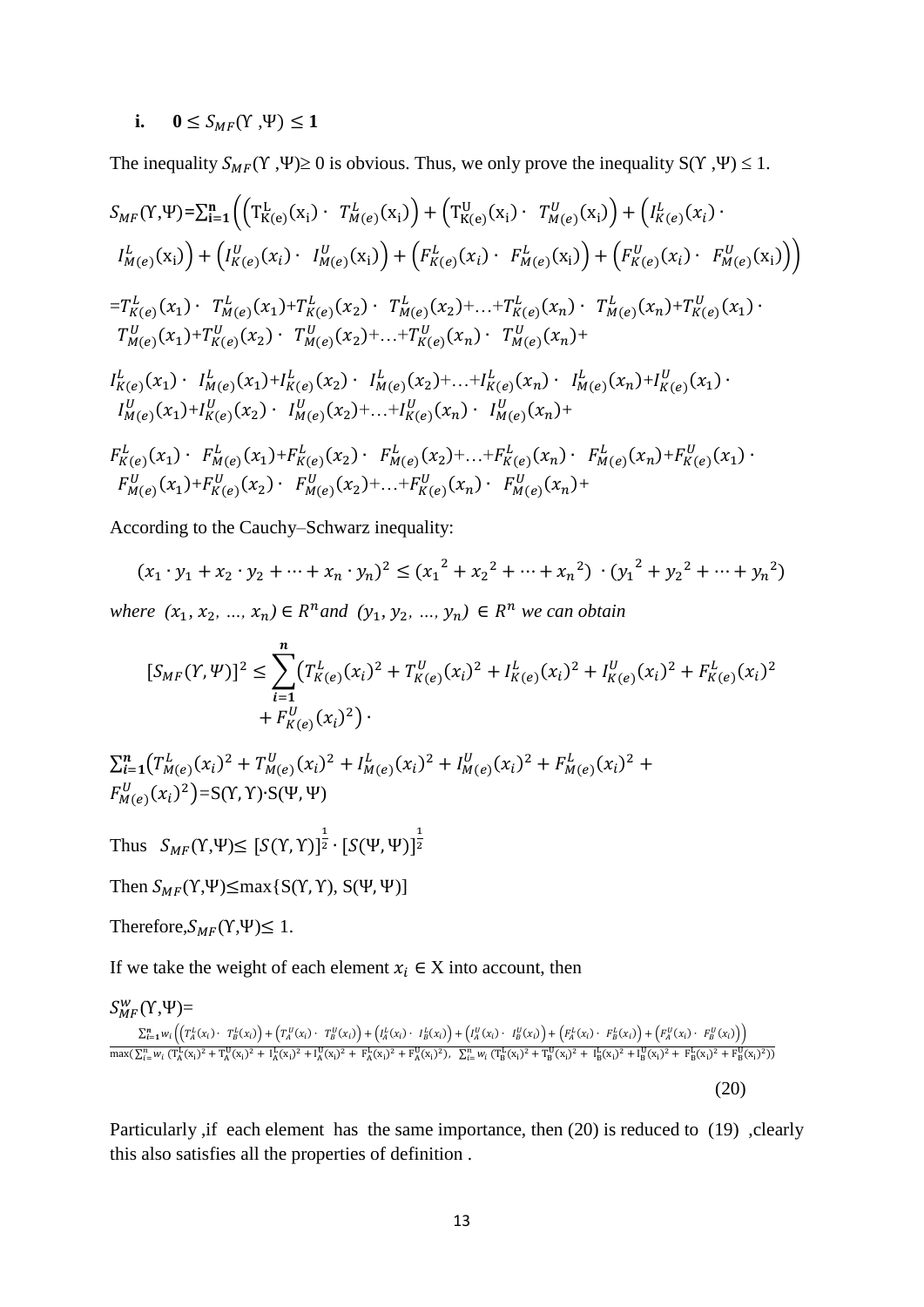**i.** $\mathbf{0 \leq S_{MF}(\Upsilon, \Psi) \leq 1}$

The inequality $S_{MF}(\Upsilon, \Psi) \geq 0$ is obvious. Thus, we only prove the inequality $S(\Upsilon, \Psi) \leq 1$.

$$S_{MF}(\Upsilon,\Psi)=\sum_{\mathbf{i=1}}^{\mathbf{n}}\left(\left(\mathrm{T}^{\mathrm{L}}_{\mathrm{K(e)}}(\mathrm{x_i}) \cdot\ T^{L}_{M(e)}(\mathrm{x_i})\right)+\left(\mathrm{T}^{\mathrm{U}}_{\mathrm{K(e)}}(\mathrm{x_i}) \cdot\ T^{U}_{M(e)}(\mathrm{x_i})\right)+\left(I^{L}_{K(e)}(x_i) \cdot\ I^{L}_{M(e)}(\mathrm{x_i})\right)+\left(I^{U}_{K(e)}(x_i) \cdot\ I^{U}_{M(e)}(\mathrm{x_i})\right)+\left(F^{L}_{K(e)}(x_i) \cdot\ F^{L}_{M(e)}(\mathrm{x_i})\right)+\left(F^{U}_{K(e)}(x_i) \cdot\ F^{U}_{M(e)}(\mathrm{x_i})\right)\right)$$

$$=T^{L}_{K(e)}(x_1) \cdot\ T^{L}_{M(e)}(x_1)+T^{L}_{K(e)}(x_2) \cdot\ T^{L}_{M(e)}(x_2)+\ldots+T^{L}_{K(e)}(x_n) \cdot\ T^{L}_{M(e)}(x_n)+T^{U}_{K(e)}(x_1) \cdot\ T^{U}_{M(e)}(x_1)+T^{U}_{K(e)}(x_2) \cdot\ T^{U}_{M(e)}(x_2)+\ldots+T^{U}_{K(e)}(x_n) \cdot\ T^{U}_{M(e)}(x_n)+$$

$$I^{L}_{K(e)}(x_1) \cdot\ I^{L}_{M(e)}(x_1)+I^{L}_{K(e)}(x_2) \cdot\ I^{L}_{M(e)}(x_2)+\ldots+I^{L}_{K(e)}(x_n) \cdot\ I^{L}_{M(e)}(x_n)+I^{U}_{K(e)}(x_1) \cdot\ I^{U}_{M(e)}(x_1)+I^{U}_{K(e)}(x_2) \cdot\ I^{U}_{M(e)}(x_2)+\ldots+I^{U}_{K(e)}(x_n) \cdot\ I^{U}_{M(e)}(x_n)+$$

$$F^{L}_{K(e)}(x_1) \cdot\ F^{L}_{M(e)}(x_1)+F^{L}_{K(e)}(x_2) \cdot\ F^{L}_{M(e)}(x_2)+\ldots+F^{L}_{K(e)}(x_n) \cdot\ F^{L}_{M(e)}(x_n)+F^{U}_{K(e)}(x_1) \cdot\ F^{U}_{M(e)}(x_1)+F^{U}_{K(e)}(x_2) \cdot\ F^{U}_{M(e)}(x_2)+\ldots+F^{U}_{K(e)}(x_n) \cdot\ F^{U}_{M(e)}(x_n)+$$

According to the Cauchy–Schwarz inequality:

$$(x_1 \cdot y_1 + x_2 \cdot y_2 + \cdots + x_n \cdot y_n)^2 \leq ({x_1}^2 + {x_2}^2 + \cdots + {x_n}^2) \cdot ({y_1}^2 + {y_2}^2 + \cdots + {y_n}^2)$$

*where* $(x_1, x_2, \ldots, x_n) \in R^n$ *and* $(y_1, y_2, \ldots, y_n) \in R^n$ *we can obtain*

$$[S_{MF}(\Upsilon,\Psi)]^2 \leq \sum_{\mathbf{i=1}}^{\mathbf{n}}\left(T^{L}_{K(e)}(x_i)^2+T^{U}_{K(e)}(x_i)^2+I^{L}_{K(e)}(x_i)^2+I^{U}_{K(e)}(x_i)^2+F^{L}_{K(e)}(x_i)^2+F^{U}_{K(e)}(x_i)^2\right) \cdot$$

$$\sum_{\mathbf{i=1}}^{\mathbf{n}}\left(T^{L}_{M(e)}(x_i)^2+T^{U}_{M(e)}(x_i)^2+I^{L}_{M(e)}(x_i)^2+I^{U}_{M(e)}(x_i)^2+F^{L}_{M(e)}(x_i)^2+F^{U}_{M(e)}(x_i)^2\right)=\mathrm{S}(\Upsilon,\Upsilon)\cdot\mathrm{S}(\Psi,\Psi)$$

Thus $S_{MF}(\Upsilon,\Psi) \leq [S(\Upsilon,\Upsilon)]^{\frac{1}{2}} \cdot [S(\Psi,\Psi)]^{\frac{1}{2}}$

Then $S_{MF}(\Upsilon,\Psi) \leq \max\{\mathrm{S}(\Upsilon,\Upsilon),\ \mathrm{S}(\Psi,\Psi)]$

Therefore, $S_{MF}(\Upsilon,\Psi) \leq 1$.

If we take the weight of each element $x_i \in$ X into account, then

$$S^{w}_{MF}(\Upsilon,\Psi)=\frac{\sum_{\mathbf{i=1}}^{\mathbf{n}} w_i\left(\left(T^{L}_{A}(x_i) \cdot\ T^{L}_{B}(x_i)\right)+\left(T^{U}_{A}(x_i) \cdot\ T^{U}_{B}(x_i)\right)+\left(I^{L}_{A}(x_i) \cdot\ I^{L}_{B}(x_i)\right)+\left(I^{U}_{A}(x_i) \cdot\ I^{U}_{B}(x_i)\right)+\left(F^{L}_{A}(x_i) \cdot\ F^{L}_{B}(x_i)\right)+\left(F^{U}_{A}(x_i) \cdot\ F^{U}_{B}(x_i)\right)\right)}{\max\left(\sum_{i=}^{n} w_i\,(\mathrm{T}^{\mathrm{L}}_{\mathrm{A}}(\mathrm{x_i})^2+\mathrm{T}^{\mathrm{U}}_{\mathrm{A}}(\mathrm{x_i})^2+\mathrm{I}^{\mathrm{L}}_{\mathrm{A}}(\mathrm{x_i})^2+\mathrm{I}^{\mathrm{U}}_{\mathrm{A}}(\mathrm{x_i})^2+\mathrm{F}^{\mathrm{L}}_{\mathrm{A}}(\mathrm{x_i})^2+\mathrm{F}^{\mathrm{U}}_{\mathrm{A}}(\mathrm{x_i})^2),\ \sum_{i=}^{n} w_i\,(\mathrm{T}^{\mathrm{L}}_{\mathrm{B}}(\mathrm{x_i})^2+\mathrm{T}^{\mathrm{U}}_{\mathrm{B}}(\mathrm{x_i})^2+\mathrm{I}^{\mathrm{L}}_{\mathrm{B}}(\mathrm{x_i})^2+\mathrm{I}^{\mathrm{U}}_{\mathrm{B}}(\mathrm{x_i})^2+\mathrm{F}^{\mathrm{L}}_{\mathrm{B}}(\mathrm{x_i})^2+\mathrm{F}^{\mathrm{U}}_{\mathrm{B}}(\mathrm{x_i})^2)\right)} \quad (20)$$

Particularly ,if each element has the same importance, then (20) is reduced to (19) ,clearly this also satisfies all the properties of definition .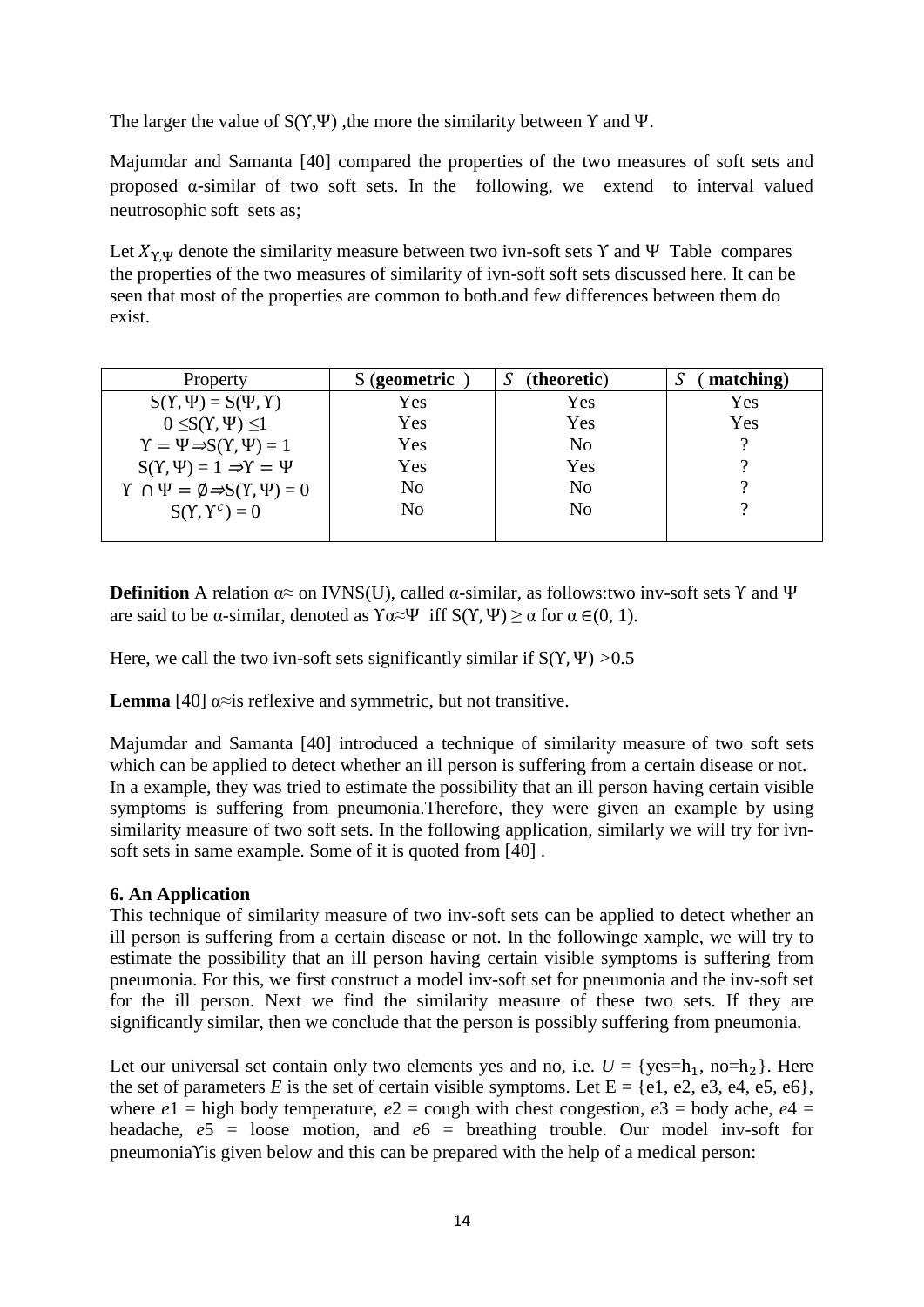The larger the value of S(ϒ,Ψ) ,the more the similarity between ϒ and Ψ.

Majumdar and Samanta [40] compared the properties of the two measures of soft sets and proposed α-similar of two soft sets. In the following, we extend to interval valued neutrosophic soft sets as;

Let $X_{\Upsilon,\Psi}$ denote the similarity measure between two ivn-soft sets ϒ and Ψ Table compares the properties of the two measures of similarity of ivn-soft soft sets discussed here. It can be seen that most of the properties are common to both.and few differences between them do exist.

| Property | S (**geometric** ) | $S$ (**theoretic**) | $S$ ( **matching)** |
|---|---|---|---|
| $S(\Upsilon,\Psi) = S(\Psi,\Upsilon)$ | Yes | Yes | Yes |
| $0 \leq S(\Upsilon,\Psi) \leq 1$ | Yes | Yes | Yes |
| $\Upsilon = \Psi \Rightarrow S(\Upsilon,\Psi) = 1$ | Yes | No | ? |
| $S(\Upsilon,\Psi) = 1 \Rightarrow \Upsilon = \Psi$ | Yes | Yes | ? |
| $\Upsilon \cap \Psi = \emptyset \Rightarrow S(\Upsilon,\Psi) = 0$ | No | No | ? |
| $S(\Upsilon,\Upsilon^c) = 0$ | No | No | ? |

**Definition** A relation α≈ on IVNS(U), called α-similar, as follows:two inv-soft sets ϒ and Ψ are said to be α-similar, denoted as ϒα≈Ψ iff $S(\Upsilon,\Psi) \geq \alpha$ for $\alpha \in (0, 1)$.

Here, we call the two ivn-soft sets significantly similar if $S(\Upsilon,\Psi) > 0.5$

**Lemma** [40] α≈is reflexive and symmetric, but not transitive.

Majumdar and Samanta [40] introduced a technique of similarity measure of two soft sets which can be applied to detect whether an ill person is suffering from a certain disease or not. In a example, they was tried to estimate the possibility that an ill person having certain visible symptoms is suffering from pneumonia.Therefore, they were given an example by using similarity measure of two soft sets. In the following application, similarly we will try for ivn-soft sets in same example. Some of it is quoted from [40] .

**6. An Application**

This technique of similarity measure of two inv-soft sets can be applied to detect whether an ill person is suffering from a certain disease or not. In the followinge xample, we will try to estimate the possibility that an ill person having certain visible symptoms is suffering from pneumonia. For this, we first construct a model inv-soft set for pneumonia and the inv-soft set for the ill person. Next we find the similarity measure of these two sets. If they are significantly similar, then we conclude that the person is possibly suffering from pneumonia.

Let our universal set contain only two elements yes and no, i.e. $U = \{\text{yes}=h_1, \text{no}=h_2\}$. Here the set of parameters $E$ is the set of certain visible symptoms. Let E = {e1, e2, e3, e4, e5, e6}, where $e1$ = high body temperature, $e2$ = cough with chest congestion, $e3$ = body ache, $e4$ = headache, $e5$ = loose motion, and $e6$ = breathing trouble. Our model inv-soft for pneumoniaϒis given below and this can be prepared with the help of a medical person: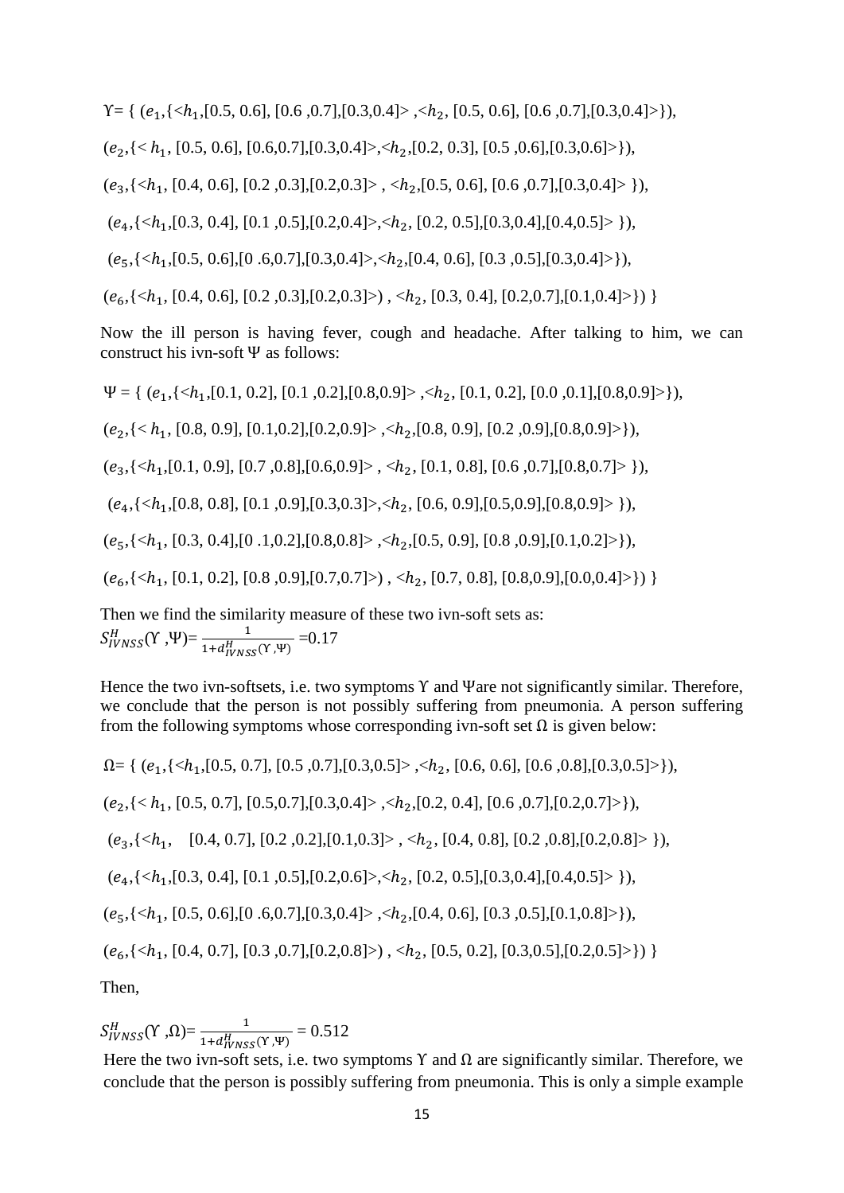$\Upsilon$= { ($e_1$,{<$h_1$,[0.5, 0.6], [0.6 ,0.7],[0.3,0.4]> ,<$h_2$, [0.5, 0.6], [0.6 ,0.7],[0.3,0.4]>}),

($e_2$,{< $h_1$, [0.5, 0.6], [0.6,0.7],[0.3,0.4]>,<$h_2$,[0.2, 0.3], [0.5 ,0.6],[0.3,0.6]>}),

($e_3$,{<$h_1$, [0.4, 0.6], [0.2 ,0.3],[0.2,0.3]> , <$h_2$,[0.5, 0.6], [0.6 ,0.7],[0.3,0.4]> }),

($e_4$,{<$h_1$,[0.3, 0.4], [0.1 ,0.5],[0.2,0.4]>,<$h_2$, [0.2, 0.5],[0.3,0.4],[0.4,0.5]> }),

($e_5$,{<$h_1$,[0.5, 0.6],[0 .6,0.7],[0.3,0.4]>,<$h_2$,[0.4, 0.6], [0.3 ,0.5],[0.3,0.4]>}),

($e_6$,{<$h_1$, [0.4, 0.6], [0.2 ,0.3],[0.2,0.3]>) , <$h_2$, [0.3, 0.4], [0.2,0.7],[0.1,0.4]>}) }

Now the ill person is having fever, cough and headache. After talking to him, we can construct his ivn-soft $\Psi$ as follows:

$\Psi$ = { ($e_1$,{<$h_1$,[0.1, 0.2], [0.1 ,0.2],[0.8,0.9]> ,<$h_2$, [0.1, 0.2], [0.0 ,0.1],[0.8,0.9]>}),

($e_2$,{< $h_1$, [0.8, 0.9], [0.1,0.2],[0.2,0.9]> ,<$h_2$,[0.8, 0.9], [0.2 ,0.9],[0.8,0.9]>}),

($e_3$,{<$h_1$,[0.1, 0.9], [0.7 ,0.8],[0.6,0.9]> , <$h_2$, [0.1, 0.8], [0.6 ,0.7],[0.8,0.7]> }),

($e_4$,{<$h_1$,[0.8, 0.8], [0.1 ,0.9],[0.3,0.3]>,<$h_2$, [0.6, 0.9],[0.5,0.9],[0.8,0.9]> }),

($e_5$,{<$h_1$, [0.3, 0.4],[0 .1,0.2],[0.8,0.8]> ,<$h_2$,[0.5, 0.9], [0.8 ,0.9],[0.1,0.2]>}),

($e_6$,{<$h_1$, [0.1, 0.2], [0.8 ,0.9],[0.7,0.7]>) , <$h_2$, [0.7, 0.8], [0.8,0.9],[0.0,0.4]>}) }

Then we find the similarity measure of these two ivn-soft sets as:

$S^H_{IVNSS}(\Upsilon ,\Psi)= \frac{1}{1+d^H_{IVNSS}(\Upsilon ,\Psi)} =0.17$

Hence the two ivn-softsets, i.e. two symptoms $\Upsilon$ and $\Psi$are not significantly similar. Therefore, we conclude that the person is not possibly suffering from pneumonia. A person suffering from the following symptoms whose corresponding ivn-soft set $\Omega$ is given below:

$\Omega$= { ($e_1$,{<$h_1$,[0.5, 0.7], [0.5 ,0.7],[0.3,0.5]> ,<$h_2$, [0.6, 0.6], [0.6 ,0.8],[0.3,0.5]>}),

($e_2$,{< $h_1$, [0.5, 0.7], [0.5,0.7],[0.3,0.4]> ,<$h_2$,[0.2, 0.4], [0.6 ,0.7],[0.2,0.7]>}),

($e_3$,{<$h_1$, [0.4, 0.7], [0.2 ,0.2],[0.1,0.3]> , <$h_2$, [0.4, 0.8], [0.2 ,0.8],[0.2,0.8]> }),

($e_4$,{<$h_1$,[0.3, 0.4], [0.1 ,0.5],[0.2,0.6]>,<$h_2$, [0.2, 0.5],[0.3,0.4],[0.4,0.5]> }),

($e_5$,{<$h_1$, [0.5, 0.6],[0 .6,0.7],[0.3,0.4]> ,<$h_2$,[0.4, 0.6], [0.3 ,0.5],[0.1,0.8]>}),

($e_6$,{<$h_1$, [0.4, 0.7], [0.3 ,0.7],[0.2,0.8]>) , <$h_2$, [0.5, 0.2], [0.3,0.5],[0.2,0.5]>}) }

Then,

$S^H_{IVNSS}(\Upsilon ,\Omega)= \frac{1}{1+d^H_{IVNSS}(\Upsilon ,\Psi)} = 0.512$

Here the two ivn-soft sets, i.e. two symptoms $\Upsilon$ and $\Omega$ are significantly similar. Therefore, we conclude that the person is possibly suffering from pneumonia. This is only a simple example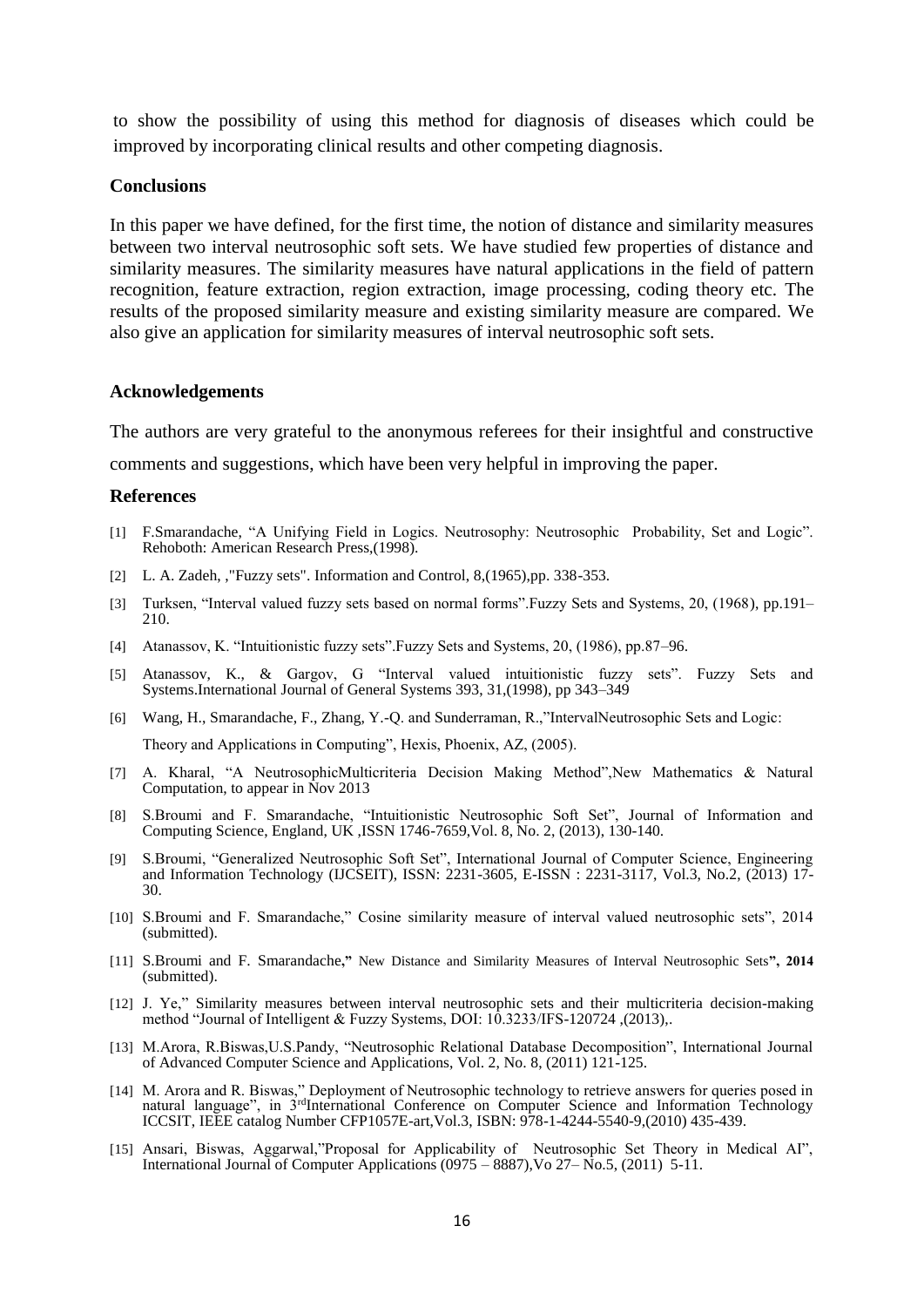to show the possibility of using this method for diagnosis of diseases which could be improved by incorporating clinical results and other competing diagnosis.

## Conclusions

In this paper we have defined, for the first time, the notion of distance and similarity measures between two interval neutrosophic soft sets. We have studied few properties of distance and similarity measures. The similarity measures have natural applications in the field of pattern recognition, feature extraction, region extraction, image processing, coding theory etc. The results of the proposed similarity measure and existing similarity measure are compared. We also give an application for similarity measures of interval neutrosophic soft sets.

## Acknowledgements

The authors are very grateful to the anonymous referees for their insightful and constructive comments and suggestions, which have been very helpful in improving the paper.

## References

[1] F.Smarandache, "A Unifying Field in Logics. Neutrosophy: Neutrosophic Probability, Set and Logic". Rehoboth: American Research Press,(1998).

[2] L. A. Zadeh, ,"Fuzzy sets". Information and Control, 8,(1965),pp. 338-353.

[3] Turksen, "Interval valued fuzzy sets based on normal forms".Fuzzy Sets and Systems, 20, (1968), pp.191–210.

[4] Atanassov, K. "Intuitionistic fuzzy sets".Fuzzy Sets and Systems, 20, (1986), pp.87–96.

[5] Atanassov, K., & Gargov, G "Interval valued intuitionistic fuzzy sets". Fuzzy Sets and Systems.International Journal of General Systems 393, 31,(1998), pp 343–349

[6] Wang, H., Smarandache, F., Zhang, Y.-Q. and Sunderraman, R.,"IntervalNeutrosophic Sets and Logic: Theory and Applications in Computing", Hexis, Phoenix, AZ, (2005).

[7] A. Kharal, "A NeutrosophicMulticriteria Decision Making Method",New Mathematics & Natural Computation, to appear in Nov 2013

[8] S.Broumi and F. Smarandache, "Intuitionistic Neutrosophic Soft Set", Journal of Information and Computing Science, England, UK ,ISSN 1746-7659,Vol. 8, No. 2, (2013), 130-140.

[9] S.Broumi, "Generalized Neutrosophic Soft Set", International Journal of Computer Science, Engineering and Information Technology (IJCSEIT), ISSN: 2231-3605, E-ISSN : 2231-3117, Vol.3, No.2, (2013) 17-30.

[10] S.Broumi and F. Smarandache," Cosine similarity measure of interval valued neutrosophic sets", 2014 (submitted).

[11] S.Broumi and F. Smarandache**,"** New Distance and Similarity Measures of Interval Neutrosophic Sets**", 2014** (submitted).

[12] J. Ye," Similarity measures between interval neutrosophic sets and their multicriteria decision-making method "Journal of Intelligent & Fuzzy Systems, DOI: 10.3233/IFS-120724 ,(2013),.

[13] M.Arora, R.Biswas,U.S.Pandy, "Neutrosophic Relational Database Decomposition", International Journal of Advanced Computer Science and Applications, Vol. 2, No. 8, (2011) 121-125.

[14] M. Arora and R. Biswas," Deployment of Neutrosophic technology to retrieve answers for queries posed in natural language", in 3rdInternational Conference on Computer Science and Information Technology ICCSIT, IEEE catalog Number CFP1057E-art,Vol.3, ISBN: 978-1-4244-5540-9,(2010) 435-439.

[15] Ansari, Biswas, Aggarwal,"Proposal for Applicability of Neutrosophic Set Theory in Medical AI", International Journal of Computer Applications (0975 – 8887),Vo 27– No.5, (2011) 5-11.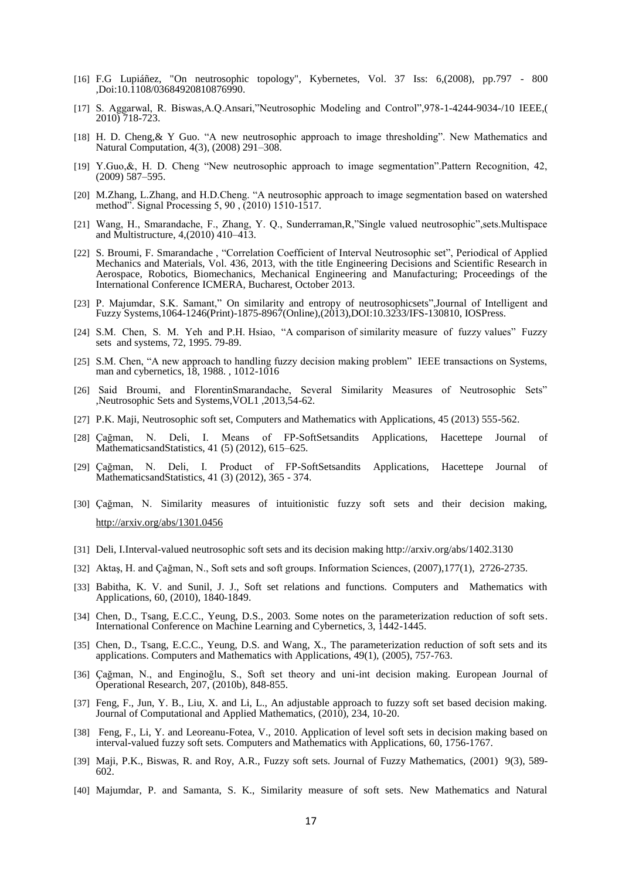[16] F.G Lupiáñez, "On neutrosophic topology", Kybernetes, Vol. 37 Iss: 6,(2008), pp.797 - 800 ,Doi:10.1108/03684920810876990.

[17] S. Aggarwal, R. Biswas,A.Q.Ansari,"Neutrosophic Modeling and Control",978-1-4244-9034-/10 IEEE,( 2010) 718-723.

[18] H. D. Cheng,& Y Guo. "A new neutrosophic approach to image thresholding". New Mathematics and Natural Computation, 4(3), (2008) 291–308.

[19] Y.Guo,&, H. D. Cheng "New neutrosophic approach to image segmentation".Pattern Recognition, 42, (2009) 587–595.

[20] M.Zhang, L.Zhang, and H.D.Cheng. "A neutrosophic approach to image segmentation based on watershed method". Signal Processing 5, 90 , (2010) 1510-1517.

[21] Wang, H., Smarandache, F., Zhang, Y. Q., Sunderraman,R,"Single valued neutrosophic",sets.Multispace and Multistructure, 4,(2010) 410–413.

[22] S. Broumi, F. Smarandache , "Correlation Coefficient of Interval Neutrosophic set", Periodical of Applied Mechanics and Materials, Vol. 436, 2013, with the title Engineering Decisions and Scientific Research in Aerospace, Robotics, Biomechanics, Mechanical Engineering and Manufacturing; Proceedings of the International Conference ICMERA, Bucharest, October 2013.

[23] P. Majumdar, S.K. Samant," On similarity and entropy of neutrosophicsets",Journal of Intelligent and Fuzzy Systems,1064-1246(Print)-1875-8967(Online),(2013),DOI:10.3233/IFS-130810, IOSPress.

[24] S.M. Chen, S. M. Yeh and P.H. Hsiao, "A comparison of similarity measure of fuzzy values" Fuzzy sets and systems, 72, 1995. 79-89.

[25] S.M. Chen, "A new approach to handling fuzzy decision making problem" IEEE transactions on Systems, man and cybernetics, 18, 1988. , 1012-1016

[26] Said Broumi, and FlorentinSmarandache, Several Similarity Measures of Neutrosophic Sets" ,Neutrosophic Sets and Systems,VOL1 ,2013,54-62.

[27] P.K. Maji, Neutrosophic soft set, Computers and Mathematics with Applications, 45 (2013) 555-562.

[28] Çağman, N. Deli, I. Means of FP-SoftSetsandits Applications, Hacettepe Journal of MathematicsandStatistics, 41 (5) (2012), 615–625.

[29] Çağman, N. Deli, I. Product of FP-SoftSetsandits Applications, Hacettepe Journal of MathematicsandStatistics, 41 (3) (2012), 365 - 374.

[30] Çağman, N. Similarity measures of intuitionistic fuzzy soft sets and their decision making, http://arxiv.org/abs/1301.0456

[31] Deli, I.Interval-valued neutrosophic soft sets and its decision making http://arxiv.org/abs/1402.3130

[32] Aktaş, H. and Çağman, N., Soft sets and soft groups. Information Sciences, (2007),177(1), 2726-2735.

[33] Babitha, K. V. and Sunil, J. J., Soft set relations and functions. Computers and Mathematics with Applications, 60, (2010), 1840-1849.

[34] Chen, D., Tsang, E.C.C., Yeung, D.S., 2003. Some notes on the parameterization reduction of soft sets. International Conference on Machine Learning and Cybernetics, 3, 1442-1445.

[35] Chen, D., Tsang, E.C.C., Yeung, D.S. and Wang, X., The parameterization reduction of soft sets and its applications. Computers and Mathematics with Applications, 49(1), (2005), 757-763.

[36] Çağman, N., and Enginoğlu, S., Soft set theory and uni-int decision making. European Journal of Operational Research, 207, (2010b), 848-855.

[37] Feng, F., Jun, Y. B., Liu, X. and Li, L., An adjustable approach to fuzzy soft set based decision making. Journal of Computational and Applied Mathematics, (2010), 234, 10-20.

[38] Feng, F., Li, Y. and Leoreanu-Fotea, V., 2010. Application of level soft sets in decision making based on interval-valued fuzzy soft sets. Computers and Mathematics with Applications, 60, 1756-1767.

[39] Maji, P.K., Biswas, R. and Roy, A.R., Fuzzy soft sets. Journal of Fuzzy Mathematics, (2001) 9(3), 589-602.

[40] Majumdar, P. and Samanta, S. K., Similarity measure of soft sets. New Mathematics and Natural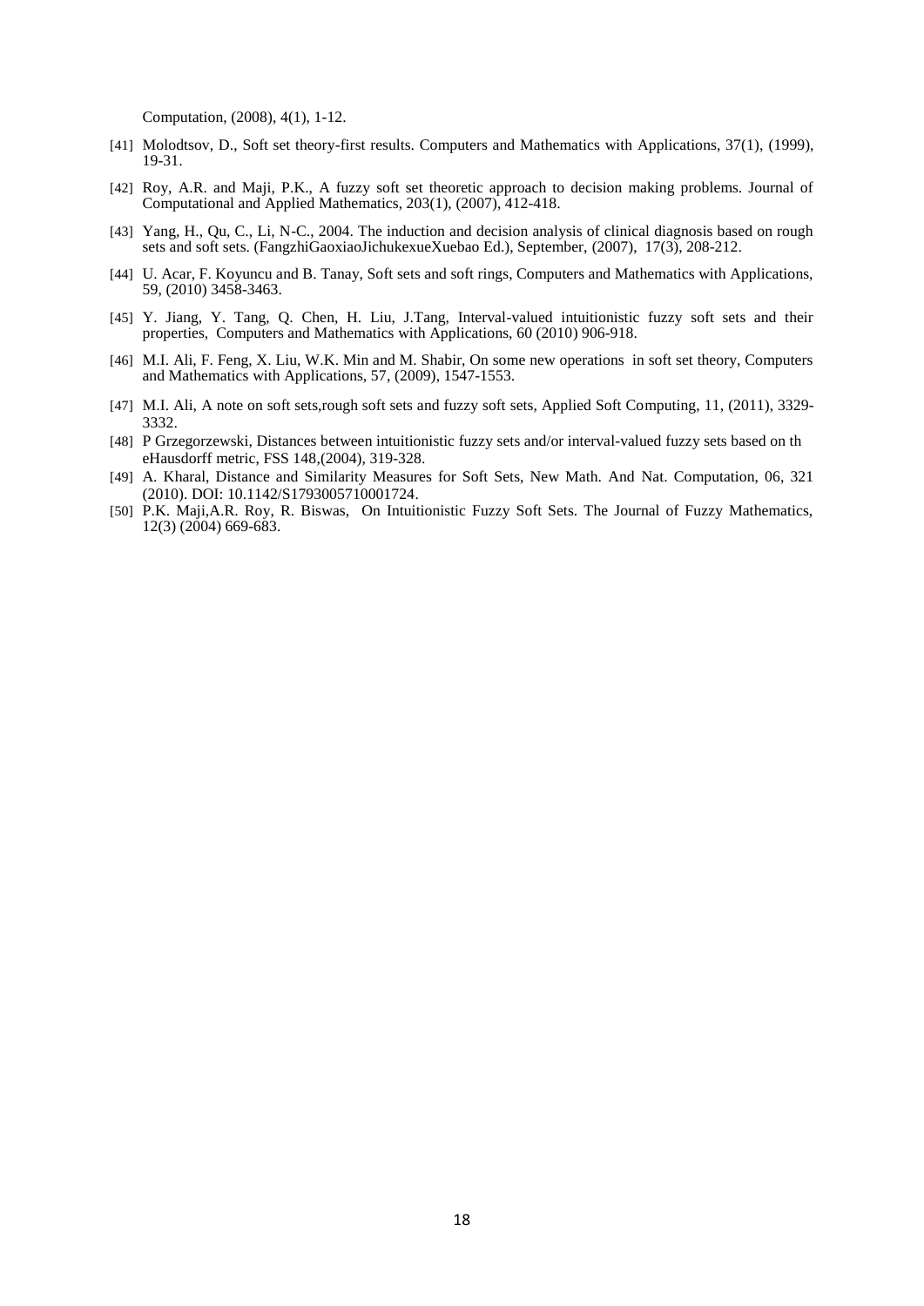Computation, (2008), 4(1), 1-12.

- [41] Molodtsov, D., Soft set theory-first results. Computers and Mathematics with Applications, 37(1), (1999), 19-31.
- [42] Roy, A.R. and Maji, P.K., A fuzzy soft set theoretic approach to decision making problems. Journal of Computational and Applied Mathematics, 203(1), (2007), 412-418.
- [43] Yang, H., Qu, C., Li, N-C., 2004. The induction and decision analysis of clinical diagnosis based on rough sets and soft sets. (FangzhiGaoxiaoJichukexueXuebao Ed.), September, (2007), 17(3), 208-212.
- [44] U. Acar, F. Koyuncu and B. Tanay, Soft sets and soft rings, Computers and Mathematics with Applications, 59, (2010) 3458-3463.
- [45] Y. Jiang, Y. Tang, Q. Chen, H. Liu, J.Tang, Interval-valued intuitionistic fuzzy soft sets and their properties, Computers and Mathematics with Applications, 60 (2010) 906-918.
- [46] M.I. Ali, F. Feng, X. Liu, W.K. Min and M. Shabir, On some new operations in soft set theory, Computers and Mathematics with Applications, 57, (2009), 1547-1553.
- [47] M.I. Ali, A note on soft sets,rough soft sets and fuzzy soft sets, Applied Soft Computing, 11, (2011), 3329-3332.
- [48] P Grzegorzewski, Distances between intuitionistic fuzzy sets and/or interval-valued fuzzy sets based on th eHausdorff metric, FSS 148,(2004), 319-328.
- [49] A. Kharal, Distance and Similarity Measures for Soft Sets, New Math. And Nat. Computation, 06, 321 (2010). DOI: 10.1142/S1793005710001724.
- [50] P.K. Maji,A.R. Roy, R. Biswas, On Intuitionistic Fuzzy Soft Sets. The Journal of Fuzzy Mathematics, 12(3) (2004) 669-683.